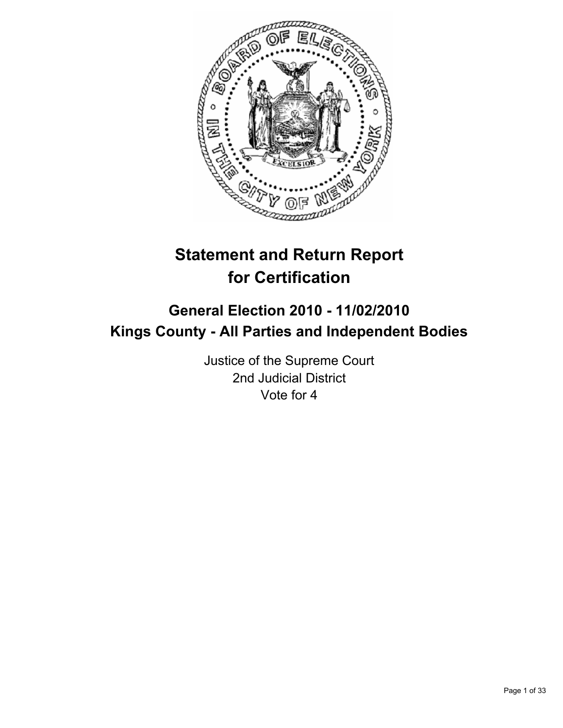# Statement and Return Report for Certification

## General Election 2010 - 11/02/2010
## Kings County - All Parties and Independent Bodies

Justice of the Supreme Court
2nd Judicial District
Vote for 4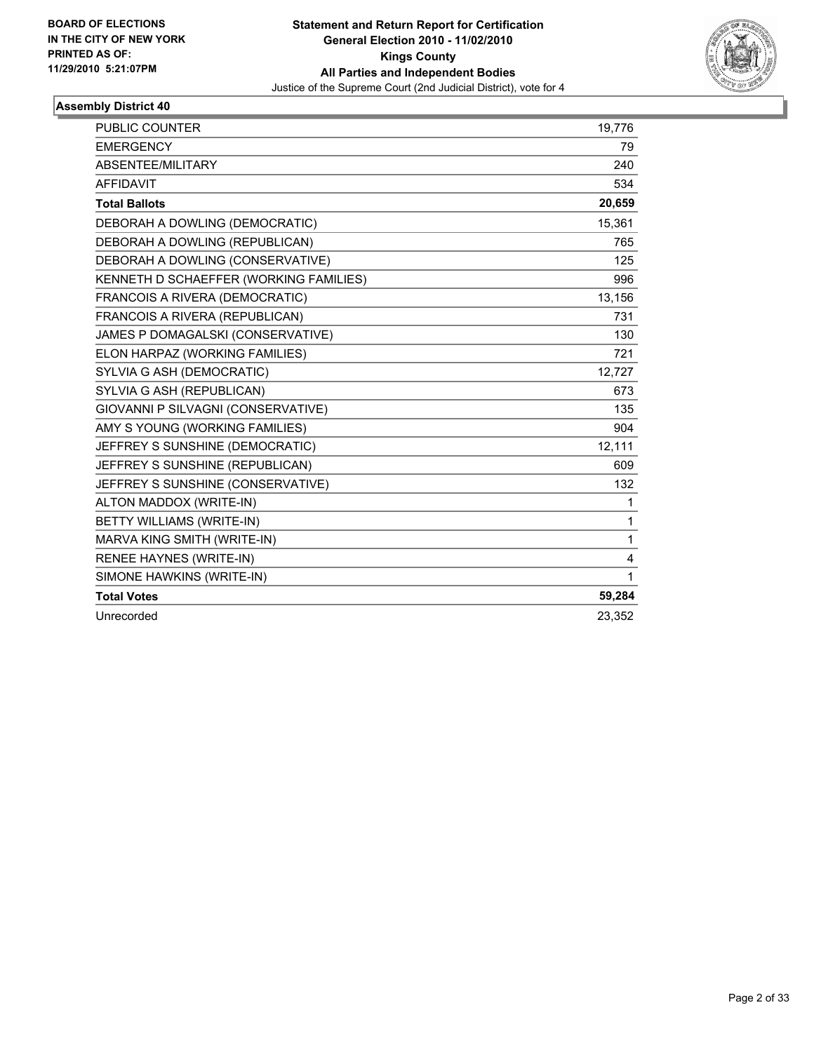**BOARD OF ELECTIONS IN THE CITY OF NEW YORK PRINTED AS OF: 11/29/2010 5:21:07PM**

**Statement and Return Report for Certification**
**General Election 2010 - 11/02/2010**
**Kings County**
**All Parties and Independent Bodies**
Justice of the Supreme Court (2nd Judicial District), vote for 4

## Assembly District 40

| | |
|---|---|
| PUBLIC COUNTER | 19,776 |
| EMERGENCY | 79 |
| ABSENTEE/MILITARY | 240 |
| AFFIDAVIT | 534 |
| **Total Ballots** | **20,659** |
| DEBORAH A DOWLING (DEMOCRATIC) | 15,361 |
| DEBORAH A DOWLING (REPUBLICAN) | 765 |
| DEBORAH A DOWLING (CONSERVATIVE) | 125 |
| KENNETH D SCHAEFFER (WORKING FAMILIES) | 996 |
| FRANCOIS A RIVERA (DEMOCRATIC) | 13,156 |
| FRANCOIS A RIVERA (REPUBLICAN) | 731 |
| JAMES P DOMAGALSKI (CONSERVATIVE) | 130 |
| ELON HARPAZ (WORKING FAMILIES) | 721 |
| SYLVIA G ASH (DEMOCRATIC) | 12,727 |
| SYLVIA G ASH (REPUBLICAN) | 673 |
| GIOVANNI P SILVAGNI (CONSERVATIVE) | 135 |
| AMY S YOUNG (WORKING FAMILIES) | 904 |
| JEFFREY S SUNSHINE (DEMOCRATIC) | 12,111 |
| JEFFREY S SUNSHINE (REPUBLICAN) | 609 |
| JEFFREY S SUNSHINE (CONSERVATIVE) | 132 |
| ALTON MADDOX (WRITE-IN) | 1 |
| BETTY WILLIAMS (WRITE-IN) | 1 |
| MARVA KING SMITH (WRITE-IN) | 1 |
| RENEE HAYNES (WRITE-IN) | 4 |
| SIMONE HAWKINS (WRITE-IN) | 1 |
| **Total Votes** | **59,284** |
| Unrecorded | 23,352 |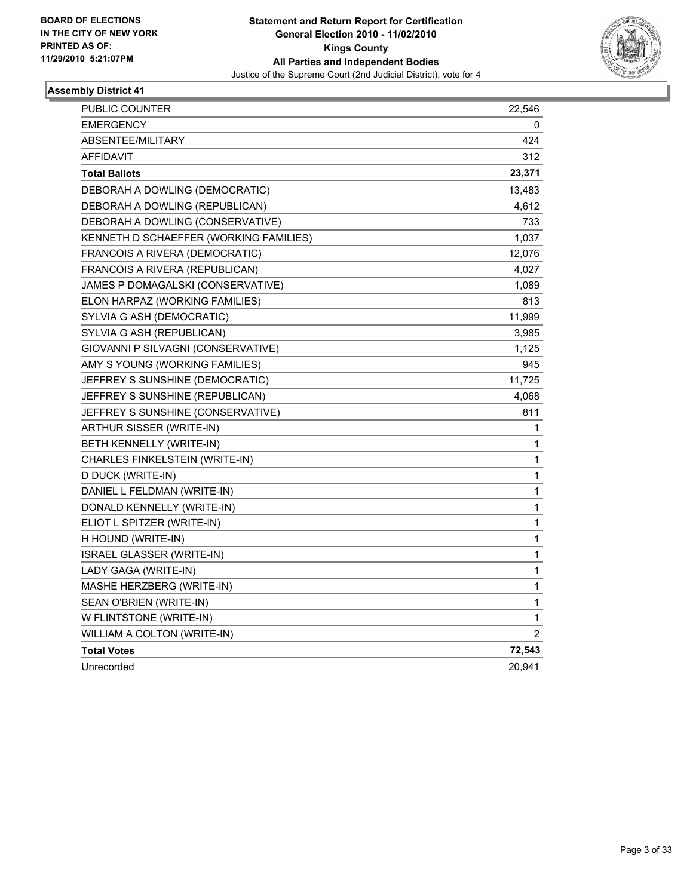BOARD OF ELECTIONS
IN THE CITY OF NEW YORK
PRINTED AS OF:
11/29/2010 5:21:07PM

**Statement and Return Report for Certification**
**General Election 2010 - 11/02/2010**
**Kings County**
**All Parties and Independent Bodies**
Justice of the Supreme Court (2nd Judicial District), vote for 4

### Assembly District 41

| | |
|---|---|
| PUBLIC COUNTER | 22,546 |
| EMERGENCY | 0 |
| ABSENTEE/MILITARY | 424 |
| AFFIDAVIT | 312 |
| **Total Ballots** | **23,371** |
| DEBORAH A DOWLING (DEMOCRATIC) | 13,483 |
| DEBORAH A DOWLING (REPUBLICAN) | 4,612 |
| DEBORAH A DOWLING (CONSERVATIVE) | 733 |
| KENNETH D SCHAEFFER (WORKING FAMILIES) | 1,037 |
| FRANCOIS A RIVERA (DEMOCRATIC) | 12,076 |
| FRANCOIS A RIVERA (REPUBLICAN) | 4,027 |
| JAMES P DOMAGALSKI (CONSERVATIVE) | 1,089 |
| ELON HARPAZ (WORKING FAMILIES) | 813 |
| SYLVIA G ASH (DEMOCRATIC) | 11,999 |
| SYLVIA G ASH (REPUBLICAN) | 3,985 |
| GIOVANNI P SILVAGNI (CONSERVATIVE) | 1,125 |
| AMY S YOUNG (WORKING FAMILIES) | 945 |
| JEFFREY S SUNSHINE (DEMOCRATIC) | 11,725 |
| JEFFREY S SUNSHINE (REPUBLICAN) | 4,068 |
| JEFFREY S SUNSHINE (CONSERVATIVE) | 811 |
| ARTHUR SISSER (WRITE-IN) | 1 |
| BETH KENNELLY (WRITE-IN) | 1 |
| CHARLES FINKELSTEIN (WRITE-IN) | 1 |
| D DUCK (WRITE-IN) | 1 |
| DANIEL L FELDMAN (WRITE-IN) | 1 |
| DONALD KENNELLY (WRITE-IN) | 1 |
| ELIOT L SPITZER (WRITE-IN) | 1 |
| H HOUND (WRITE-IN) | 1 |
| ISRAEL GLASSER (WRITE-IN) | 1 |
| LADY GAGA (WRITE-IN) | 1 |
| MASHE HERZBERG (WRITE-IN) | 1 |
| SEAN O'BRIEN (WRITE-IN) | 1 |
| W FLINTSTONE (WRITE-IN) | 1 |
| WILLIAM A COLTON (WRITE-IN) | 2 |
| **Total Votes** | **72,543** |
| Unrecorded | 20,941 |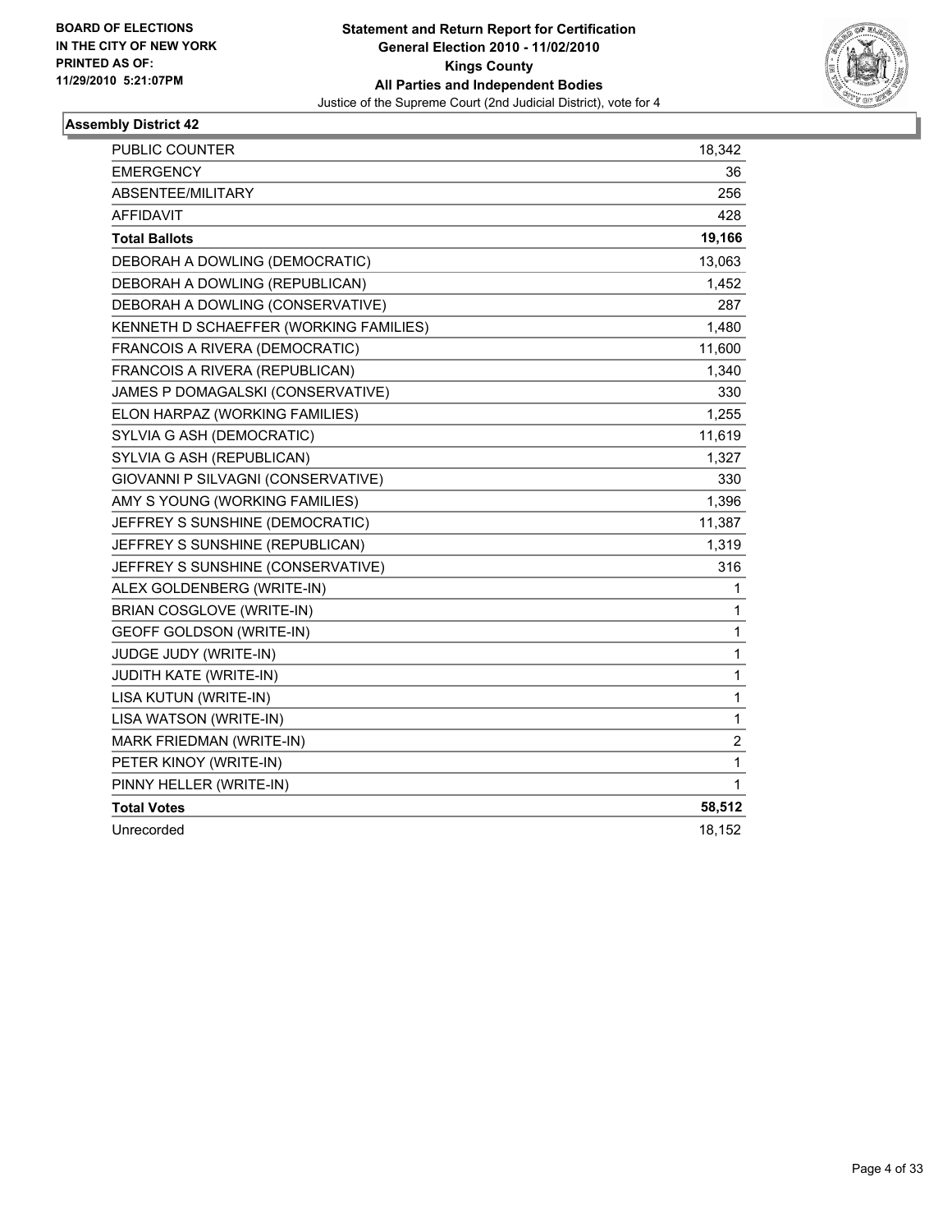BOARD OF ELECTIONS
IN THE CITY OF NEW YORK
PRINTED AS OF:
11/29/2010 5:21:07PM

**Statement and Return Report for Certification**
**General Election 2010 - 11/02/2010**
**Kings County**
**All Parties and Independent Bodies**
Justice of the Supreme Court (2nd Judicial District), vote for 4

### Assembly District 42

| | |
|---|---|
| PUBLIC COUNTER | 18,342 |
| EMERGENCY | 36 |
| ABSENTEE/MILITARY | 256 |
| AFFIDAVIT | 428 |
| **Total Ballots** | **19,166** |
| DEBORAH A DOWLING (DEMOCRATIC) | 13,063 |
| DEBORAH A DOWLING (REPUBLICAN) | 1,452 |
| DEBORAH A DOWLING (CONSERVATIVE) | 287 |
| KENNETH D SCHAEFFER (WORKING FAMILIES) | 1,480 |
| FRANCOIS A RIVERA (DEMOCRATIC) | 11,600 |
| FRANCOIS A RIVERA (REPUBLICAN) | 1,340 |
| JAMES P DOMAGALSKI (CONSERVATIVE) | 330 |
| ELON HARPAZ (WORKING FAMILIES) | 1,255 |
| SYLVIA G ASH (DEMOCRATIC) | 11,619 |
| SYLVIA G ASH (REPUBLICAN) | 1,327 |
| GIOVANNI P SILVAGNI (CONSERVATIVE) | 330 |
| AMY S YOUNG (WORKING FAMILIES) | 1,396 |
| JEFFREY S SUNSHINE (DEMOCRATIC) | 11,387 |
| JEFFREY S SUNSHINE (REPUBLICAN) | 1,319 |
| JEFFREY S SUNSHINE (CONSERVATIVE) | 316 |
| ALEX GOLDENBERG (WRITE-IN) | 1 |
| BRIAN COSGLOVE (WRITE-IN) | 1 |
| GEOFF GOLDSON (WRITE-IN) | 1 |
| JUDGE JUDY (WRITE-IN) | 1 |
| JUDITH KATE (WRITE-IN) | 1 |
| LISA KUTUN (WRITE-IN) | 1 |
| LISA WATSON (WRITE-IN) | 1 |
| MARK FRIEDMAN (WRITE-IN) | 2 |
| PETER KINOY (WRITE-IN) | 1 |
| PINNY HELLER (WRITE-IN) | 1 |
| **Total Votes** | **58,512** |
| Unrecorded | 18,152 |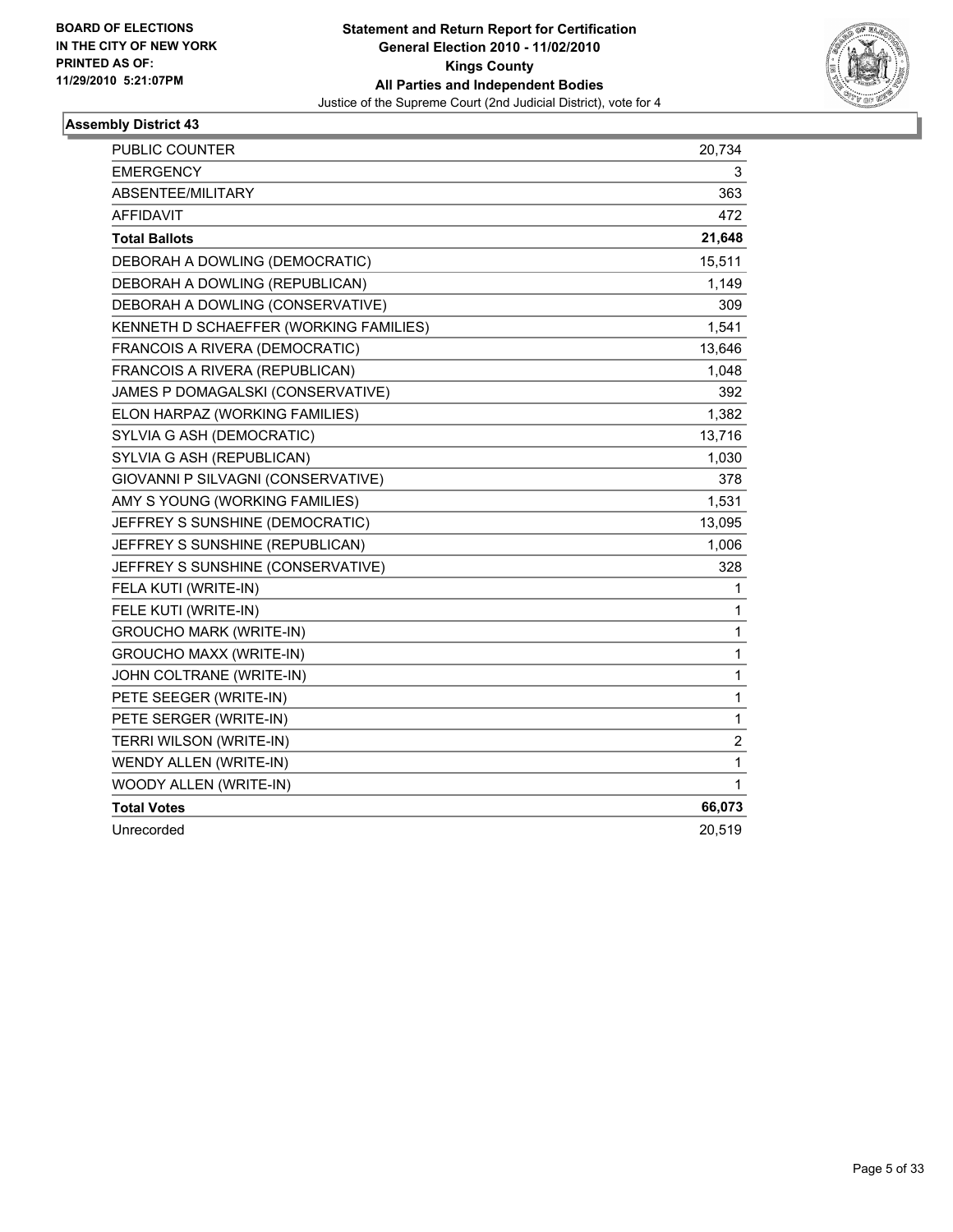**BOARD OF ELECTIONS IN THE CITY OF NEW YORK PRINTED AS OF: 11/29/2010 5:21:07PM**

**Statement and Return Report for Certification**
**General Election 2010 - 11/02/2010**
**Kings County**
**All Parties and Independent Bodies**
Justice of the Supreme Court (2nd Judicial District), vote for 4

**Assembly District 43**

| | |
|---|---|
| PUBLIC COUNTER | 20,734 |
| EMERGENCY | 3 |
| ABSENTEE/MILITARY | 363 |
| AFFIDAVIT | 472 |
| **Total Ballots** | **21,648** |
| DEBORAH A DOWLING (DEMOCRATIC) | 15,511 |
| DEBORAH A DOWLING (REPUBLICAN) | 1,149 |
| DEBORAH A DOWLING (CONSERVATIVE) | 309 |
| KENNETH D SCHAEFFER (WORKING FAMILIES) | 1,541 |
| FRANCOIS A RIVERA (DEMOCRATIC) | 13,646 |
| FRANCOIS A RIVERA (REPUBLICAN) | 1,048 |
| JAMES P DOMAGALSKI (CONSERVATIVE) | 392 |
| ELON HARPAZ (WORKING FAMILIES) | 1,382 |
| SYLVIA G ASH (DEMOCRATIC) | 13,716 |
| SYLVIA G ASH (REPUBLICAN) | 1,030 |
| GIOVANNI P SILVAGNI (CONSERVATIVE) | 378 |
| AMY S YOUNG (WORKING FAMILIES) | 1,531 |
| JEFFREY S SUNSHINE (DEMOCRATIC) | 13,095 |
| JEFFREY S SUNSHINE (REPUBLICAN) | 1,006 |
| JEFFREY S SUNSHINE (CONSERVATIVE) | 328 |
| FELA KUTI (WRITE-IN) | 1 |
| FELE KUTI (WRITE-IN) | 1 |
| GROUCHO MARK (WRITE-IN) | 1 |
| GROUCHO MAXX (WRITE-IN) | 1 |
| JOHN COLTRANE (WRITE-IN) | 1 |
| PETE SEEGER (WRITE-IN) | 1 |
| PETE SERGER (WRITE-IN) | 1 |
| TERRI WILSON (WRITE-IN) | 2 |
| WENDY ALLEN (WRITE-IN) | 1 |
| WOODY ALLEN (WRITE-IN) | 1 |
| **Total Votes** | **66,073** |
| Unrecorded | 20,519 |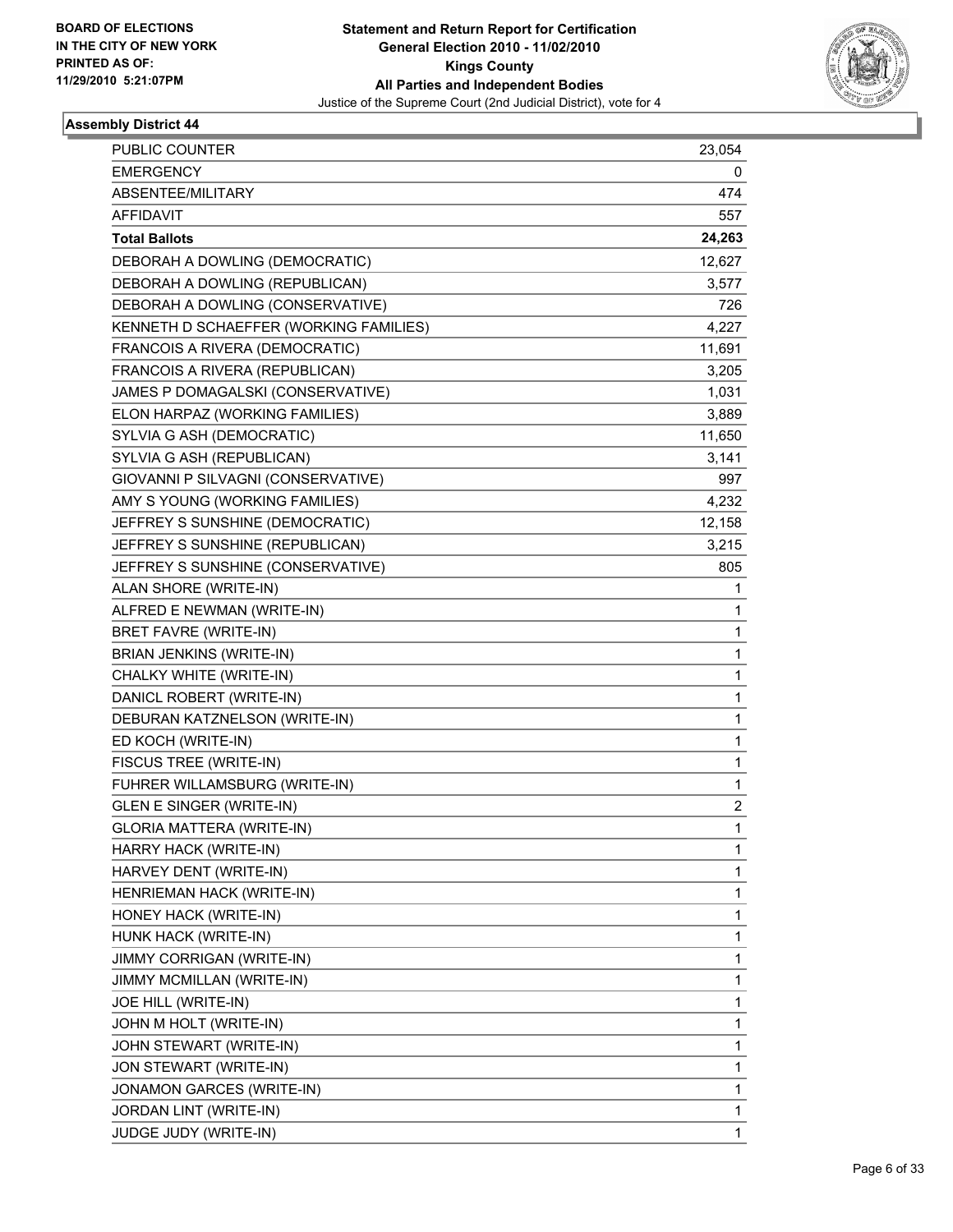BOARD OF ELECTIONS
IN THE CITY OF NEW YORK
PRINTED AS OF:
11/29/2010 5:21:07PM

**Statement and Return Report for Certification**
**General Election 2010 - 11/02/2010**
**Kings County**
**All Parties and Independent Bodies**
Justice of the Supreme Court (2nd Judicial District), vote for 4

### Assembly District 44

| | |
|---|---|
| PUBLIC COUNTER | 23,054 |
| EMERGENCY | 0 |
| ABSENTEE/MILITARY | 474 |
| AFFIDAVIT | 557 |
| **Total Ballots** | **24,263** |
| DEBORAH A DOWLING (DEMOCRATIC) | 12,627 |
| DEBORAH A DOWLING (REPUBLICAN) | 3,577 |
| DEBORAH A DOWLING (CONSERVATIVE) | 726 |
| KENNETH D SCHAEFFER (WORKING FAMILIES) | 4,227 |
| FRANCOIS A RIVERA (DEMOCRATIC) | 11,691 |
| FRANCOIS A RIVERA (REPUBLICAN) | 3,205 |
| JAMES P DOMAGALSKI (CONSERVATIVE) | 1,031 |
| ELON HARPAZ (WORKING FAMILIES) | 3,889 |
| SYLVIA G ASH (DEMOCRATIC) | 11,650 |
| SYLVIA G ASH (REPUBLICAN) | 3,141 |
| GIOVANNI P SILVAGNI (CONSERVATIVE) | 997 |
| AMY S YOUNG (WORKING FAMILIES) | 4,232 |
| JEFFREY S SUNSHINE (DEMOCRATIC) | 12,158 |
| JEFFREY S SUNSHINE (REPUBLICAN) | 3,215 |
| JEFFREY S SUNSHINE (CONSERVATIVE) | 805 |
| ALAN SHORE (WRITE-IN) | 1 |
| ALFRED E NEWMAN (WRITE-IN) | 1 |
| BRET FAVRE (WRITE-IN) | 1 |
| BRIAN JENKINS (WRITE-IN) | 1 |
| CHALKY WHITE (WRITE-IN) | 1 |
| DANICL ROBERT (WRITE-IN) | 1 |
| DEBURAN KATZNELSON (WRITE-IN) | 1 |
| ED KOCH (WRITE-IN) | 1 |
| FISCUS TREE (WRITE-IN) | 1 |
| FUHRER WILLAMSBURG (WRITE-IN) | 1 |
| GLEN E SINGER (WRITE-IN) | 2 |
| GLORIA MATTERA (WRITE-IN) | 1 |
| HARRY HACK (WRITE-IN) | 1 |
| HARVEY DENT (WRITE-IN) | 1 |
| HENRIEMAN HACK (WRITE-IN) | 1 |
| HONEY HACK (WRITE-IN) | 1 |
| HUNK HACK (WRITE-IN) | 1 |
| JIMMY CORRIGAN (WRITE-IN) | 1 |
| JIMMY MCMILLAN (WRITE-IN) | 1 |
| JOE HILL (WRITE-IN) | 1 |
| JOHN M HOLT (WRITE-IN) | 1 |
| JOHN STEWART (WRITE-IN) | 1 |
| JON STEWART (WRITE-IN) | 1 |
| JONAMON GARCES (WRITE-IN) | 1 |
| JORDAN LINT (WRITE-IN) | 1 |
| JUDGE JUDY (WRITE-IN) | 1 |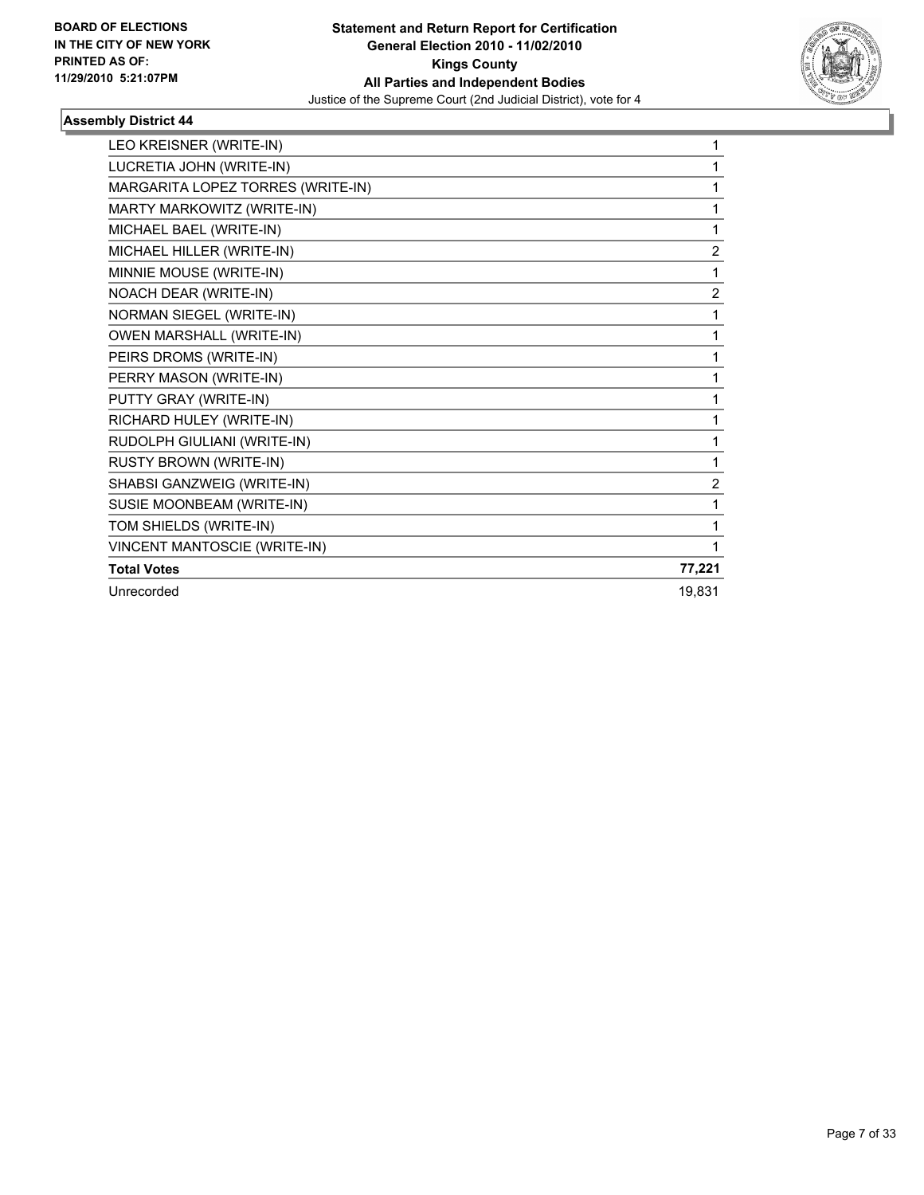**BOARD OF ELECTIONS IN THE CITY OF NEW YORK PRINTED AS OF: 11/29/2010 5:21:07PM**

**Statement and Return Report for Certification**
**General Election 2010 - 11/02/2010**
**Kings County**
**All Parties and Independent Bodies**
Justice of the Supreme Court (2nd Judicial District), vote for 4

### Assembly District 44

| | |
|---|---|
| LEO KREISNER (WRITE-IN) | 1 |
| LUCRETIA JOHN (WRITE-IN) | 1 |
| MARGARITA LOPEZ TORRES (WRITE-IN) | 1 |
| MARTY MARKOWITZ (WRITE-IN) | 1 |
| MICHAEL BAEL (WRITE-IN) | 1 |
| MICHAEL HILLER (WRITE-IN) | 2 |
| MINNIE MOUSE (WRITE-IN) | 1 |
| NOACH DEAR (WRITE-IN) | 2 |
| NORMAN SIEGEL (WRITE-IN) | 1 |
| OWEN MARSHALL (WRITE-IN) | 1 |
| PEIRS DROMS (WRITE-IN) | 1 |
| PERRY MASON (WRITE-IN) | 1 |
| PUTTY GRAY (WRITE-IN) | 1 |
| RICHARD HULEY (WRITE-IN) | 1 |
| RUDOLPH GIULIANI (WRITE-IN) | 1 |
| RUSTY BROWN (WRITE-IN) | 1 |
| SHABSI GANZWEIG (WRITE-IN) | 2 |
| SUSIE MOONBEAM (WRITE-IN) | 1 |
| TOM SHIELDS (WRITE-IN) | 1 |
| VINCENT MANTOSCIE (WRITE-IN) | 1 |
| **Total Votes** | **77,221** |
| Unrecorded | 19,831 |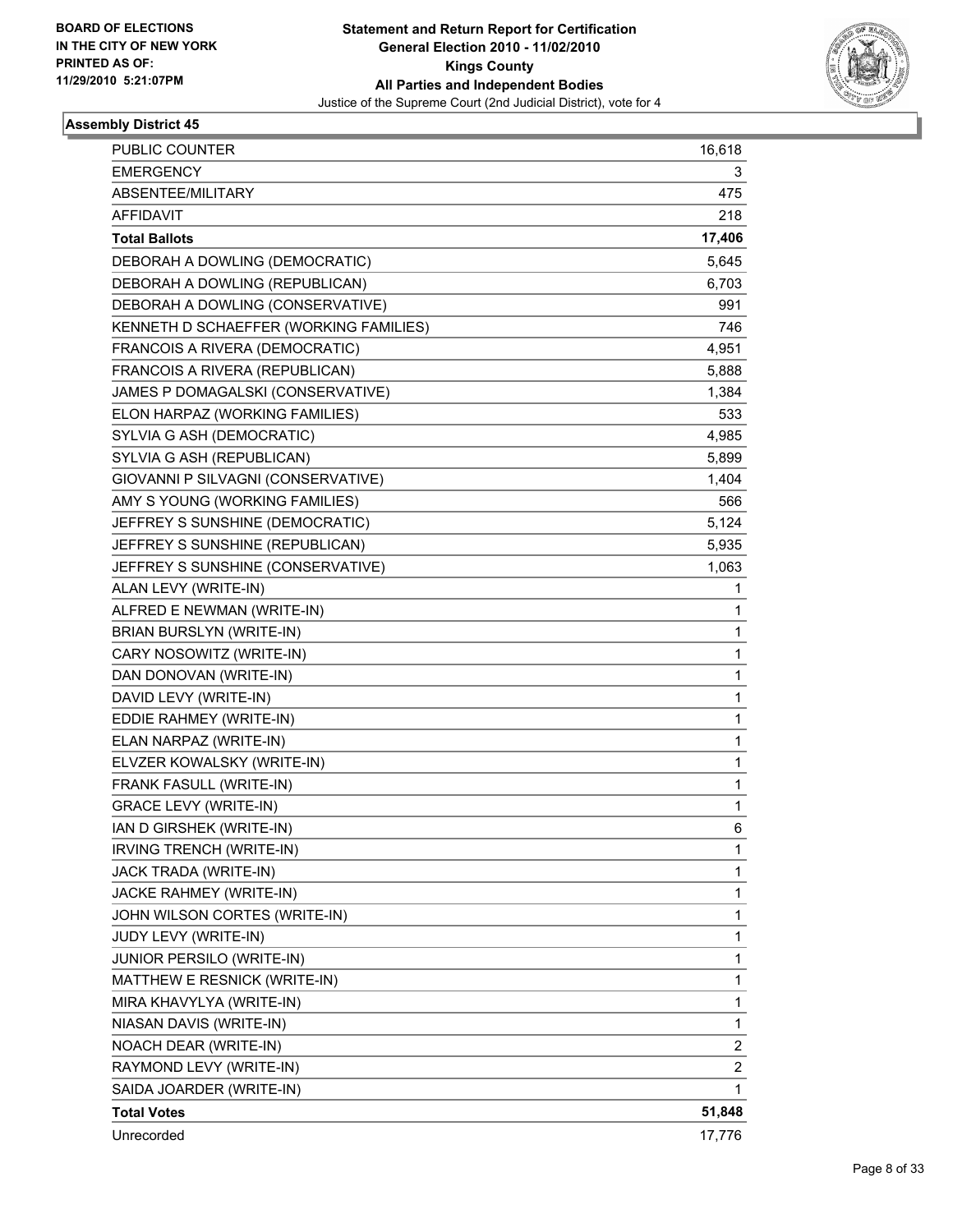BOARD OF ELECTIONS
IN THE CITY OF NEW YORK
PRINTED AS OF:
11/29/2010 5:21:07PM

**Statement and Return Report for Certification**
**General Election 2010 - 11/02/2010**
**Kings County**
**All Parties and Independent Bodies**
Justice of the Supreme Court (2nd Judicial District), vote for 4

### Assembly District 45

| | |
|---|---|
| PUBLIC COUNTER | 16,618 |
| EMERGENCY | 3 |
| ABSENTEE/MILITARY | 475 |
| AFFIDAVIT | 218 |
| **Total Ballots** | **17,406** |
| DEBORAH A DOWLING (DEMOCRATIC) | 5,645 |
| DEBORAH A DOWLING (REPUBLICAN) | 6,703 |
| DEBORAH A DOWLING (CONSERVATIVE) | 991 |
| KENNETH D SCHAEFFER (WORKING FAMILIES) | 746 |
| FRANCOIS A RIVERA (DEMOCRATIC) | 4,951 |
| FRANCOIS A RIVERA (REPUBLICAN) | 5,888 |
| JAMES P DOMAGALSKI (CONSERVATIVE) | 1,384 |
| ELON HARPAZ (WORKING FAMILIES) | 533 |
| SYLVIA G ASH (DEMOCRATIC) | 4,985 |
| SYLVIA G ASH (REPUBLICAN) | 5,899 |
| GIOVANNI P SILVAGNI (CONSERVATIVE) | 1,404 |
| AMY S YOUNG (WORKING FAMILIES) | 566 |
| JEFFREY S SUNSHINE (DEMOCRATIC) | 5,124 |
| JEFFREY S SUNSHINE (REPUBLICAN) | 5,935 |
| JEFFREY S SUNSHINE (CONSERVATIVE) | 1,063 |
| ALAN LEVY (WRITE-IN) | 1 |
| ALFRED E NEWMAN (WRITE-IN) | 1 |
| BRIAN BURSLYN (WRITE-IN) | 1 |
| CARY NOSOWITZ (WRITE-IN) | 1 |
| DAN DONOVAN (WRITE-IN) | 1 |
| DAVID LEVY (WRITE-IN) | 1 |
| EDDIE RAHMEY (WRITE-IN) | 1 |
| ELAN NARPAZ (WRITE-IN) | 1 |
| ELVZER KOWALSKY (WRITE-IN) | 1 |
| FRANK FASULL (WRITE-IN) | 1 |
| GRACE LEVY (WRITE-IN) | 1 |
| IAN D GIRSHEK (WRITE-IN) | 6 |
| IRVING TRENCH (WRITE-IN) | 1 |
| JACK TRADA (WRITE-IN) | 1 |
| JACKE RAHMEY (WRITE-IN) | 1 |
| JOHN WILSON CORTES (WRITE-IN) | 1 |
| JUDY LEVY (WRITE-IN) | 1 |
| JUNIOR PERSILO (WRITE-IN) | 1 |
| MATTHEW E RESNICK (WRITE-IN) | 1 |
| MIRA KHAVYLYA (WRITE-IN) | 1 |
| NIASAN DAVIS (WRITE-IN) | 1 |
| NOACH DEAR (WRITE-IN) | 2 |
| RAYMOND LEVY (WRITE-IN) | 2 |
| SAIDA JOARDER (WRITE-IN) | 1 |
| **Total Votes** | **51,848** |
| Unrecorded | 17,776 |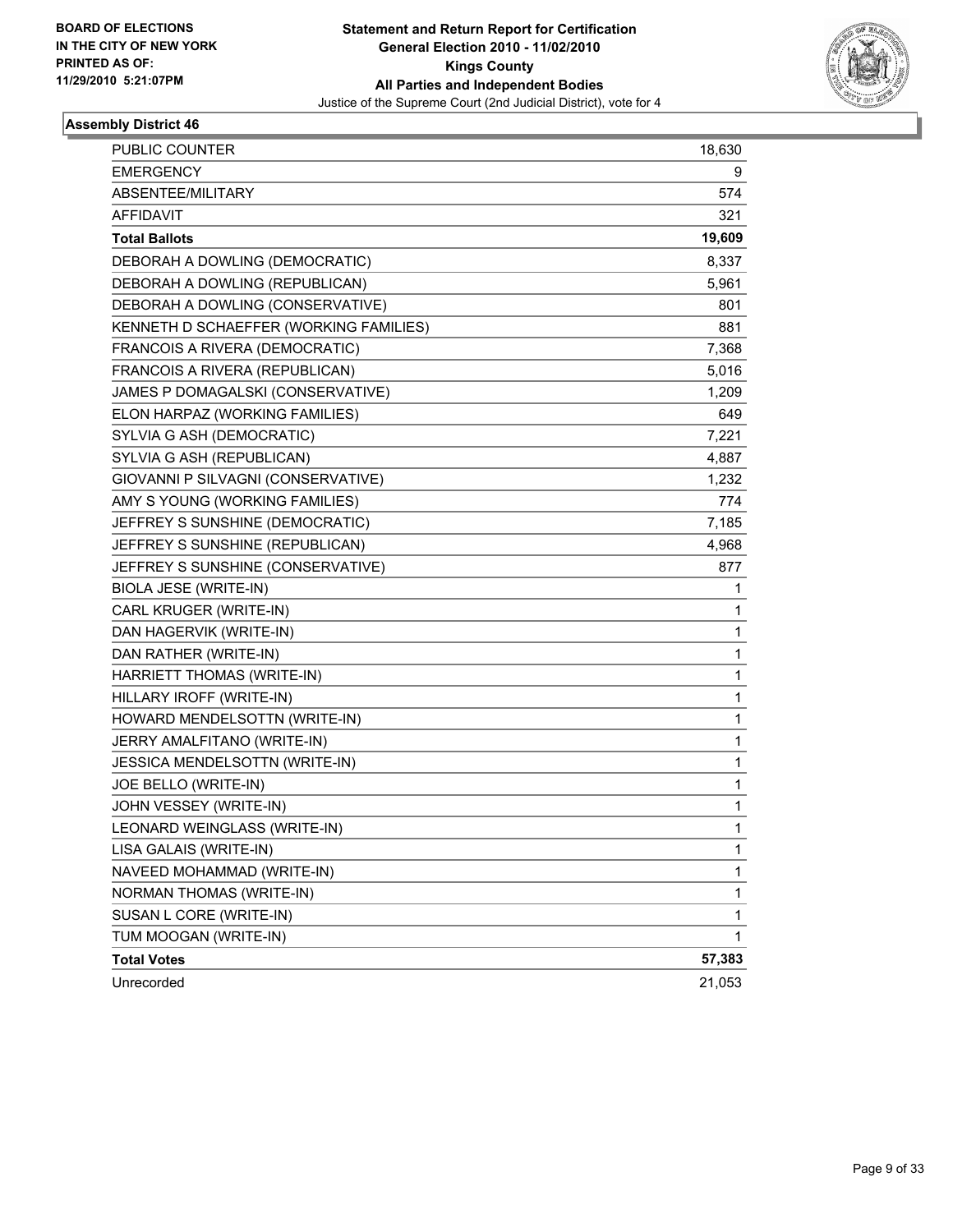**BOARD OF ELECTIONS IN THE CITY OF NEW YORK PRINTED AS OF: 11/29/2010 5:21:07PM**

**Statement and Return Report for Certification General Election 2010 - 11/02/2010 Kings County All Parties and Independent Bodies**

Justice of the Supreme Court (2nd Judicial District), vote for 4

### Assembly District 46

| | |
|---|---|
| PUBLIC COUNTER | 18,630 |
| EMERGENCY | 9 |
| ABSENTEE/MILITARY | 574 |
| AFFIDAVIT | 321 |
| **Total Ballots** | **19,609** |
| DEBORAH A DOWLING (DEMOCRATIC) | 8,337 |
| DEBORAH A DOWLING (REPUBLICAN) | 5,961 |
| DEBORAH A DOWLING (CONSERVATIVE) | 801 |
| KENNETH D SCHAEFFER (WORKING FAMILIES) | 881 |
| FRANCOIS A RIVERA (DEMOCRATIC) | 7,368 |
| FRANCOIS A RIVERA (REPUBLICAN) | 5,016 |
| JAMES P DOMAGALSKI (CONSERVATIVE) | 1,209 |
| ELON HARPAZ (WORKING FAMILIES) | 649 |
| SYLVIA G ASH (DEMOCRATIC) | 7,221 |
| SYLVIA G ASH (REPUBLICAN) | 4,887 |
| GIOVANNI P SILVAGNI (CONSERVATIVE) | 1,232 |
| AMY S YOUNG (WORKING FAMILIES) | 774 |
| JEFFREY S SUNSHINE (DEMOCRATIC) | 7,185 |
| JEFFREY S SUNSHINE (REPUBLICAN) | 4,968 |
| JEFFREY S SUNSHINE (CONSERVATIVE) | 877 |
| BIOLA JESE (WRITE-IN) | 1 |
| CARL KRUGER (WRITE-IN) | 1 |
| DAN HAGERVIK (WRITE-IN) | 1 |
| DAN RATHER (WRITE-IN) | 1 |
| HARRIETT THOMAS (WRITE-IN) | 1 |
| HILLARY IROFF (WRITE-IN) | 1 |
| HOWARD MENDELSOTTN (WRITE-IN) | 1 |
| JERRY AMALFITANO (WRITE-IN) | 1 |
| JESSICA MENDELSOTTN (WRITE-IN) | 1 |
| JOE BELLO (WRITE-IN) | 1 |
| JOHN VESSEY (WRITE-IN) | 1 |
| LEONARD WEINGLASS (WRITE-IN) | 1 |
| LISA GALAIS (WRITE-IN) | 1 |
| NAVEED MOHAMMAD (WRITE-IN) | 1 |
| NORMAN THOMAS (WRITE-IN) | 1 |
| SUSAN L CORE (WRITE-IN) | 1 |
| TUM MOOGAN (WRITE-IN) | 1 |
| **Total Votes** | **57,383** |
| Unrecorded | 21,053 |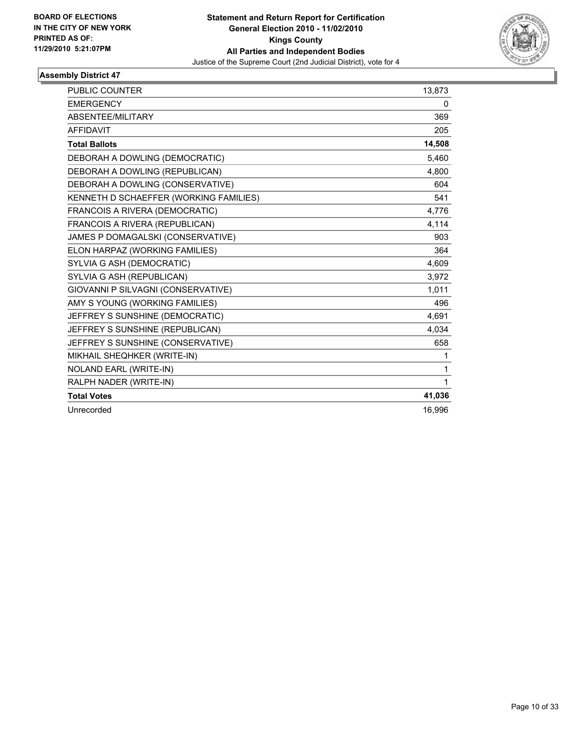**BOARD OF ELECTIONS IN THE CITY OF NEW YORK PRINTED AS OF: 11/29/2010 5:21:07PM**

**Statement and Return Report for Certification General Election 2010 - 11/02/2010 Kings County All Parties and Independent Bodies**

Justice of the Supreme Court (2nd Judicial District), vote for 4

## Assembly District 47

| | |
|---|---|
| PUBLIC COUNTER | 13,873 |
| EMERGENCY | 0 |
| ABSENTEE/MILITARY | 369 |
| AFFIDAVIT | 205 |
| **Total Ballots** | **14,508** |
| DEBORAH A DOWLING (DEMOCRATIC) | 5,460 |
| DEBORAH A DOWLING (REPUBLICAN) | 4,800 |
| DEBORAH A DOWLING (CONSERVATIVE) | 604 |
| KENNETH D SCHAEFFER (WORKING FAMILIES) | 541 |
| FRANCOIS A RIVERA (DEMOCRATIC) | 4,776 |
| FRANCOIS A RIVERA (REPUBLICAN) | 4,114 |
| JAMES P DOMAGALSKI (CONSERVATIVE) | 903 |
| ELON HARPAZ (WORKING FAMILIES) | 364 |
| SYLVIA G ASH (DEMOCRATIC) | 4,609 |
| SYLVIA G ASH (REPUBLICAN) | 3,972 |
| GIOVANNI P SILVAGNI (CONSERVATIVE) | 1,011 |
| AMY S YOUNG (WORKING FAMILIES) | 496 |
| JEFFREY S SUNSHINE (DEMOCRATIC) | 4,691 |
| JEFFREY S SUNSHINE (REPUBLICAN) | 4,034 |
| JEFFREY S SUNSHINE (CONSERVATIVE) | 658 |
| MIKHAIL SHEQHKER (WRITE-IN) | 1 |
| NOLAND EARL (WRITE-IN) | 1 |
| RALPH NADER (WRITE-IN) | 1 |
| **Total Votes** | **41,036** |
| Unrecorded | 16,996 |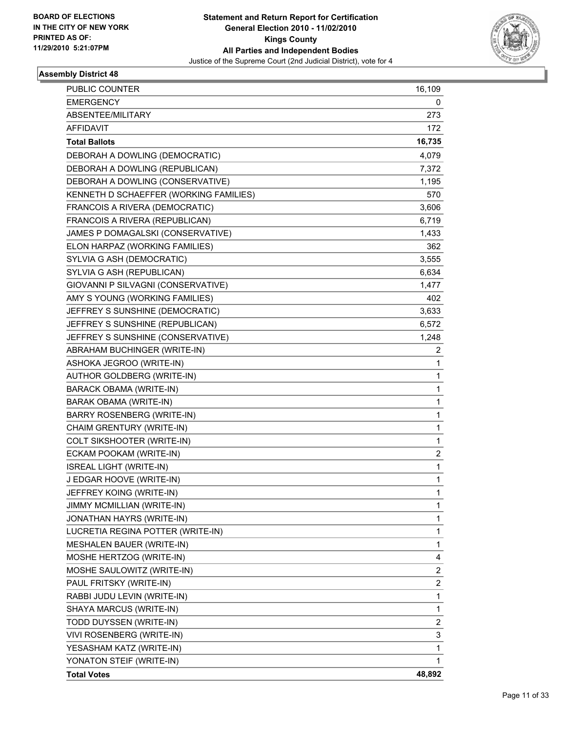BOARD OF ELECTIONS
IN THE CITY OF NEW YORK
PRINTED AS OF:
11/29/2010 5:21:07PM

**Statement and Return Report for Certification**
**General Election 2010 - 11/02/2010**
**Kings County**
**All Parties and Independent Bodies**
Justice of the Supreme Court (2nd Judicial District), vote for 4

### Assembly District 48

| | |
|---|---|
| PUBLIC COUNTER | 16,109 |
| EMERGENCY | 0 |
| ABSENTEE/MILITARY | 273 |
| AFFIDAVIT | 172 |
| **Total Ballots** | **16,735** |
| DEBORAH A DOWLING (DEMOCRATIC) | 4,079 |
| DEBORAH A DOWLING (REPUBLICAN) | 7,372 |
| DEBORAH A DOWLING (CONSERVATIVE) | 1,195 |
| KENNETH D SCHAEFFER (WORKING FAMILIES) | 570 |
| FRANCOIS A RIVERA (DEMOCRATIC) | 3,606 |
| FRANCOIS A RIVERA (REPUBLICAN) | 6,719 |
| JAMES P DOMAGALSKI (CONSERVATIVE) | 1,433 |
| ELON HARPAZ (WORKING FAMILIES) | 362 |
| SYLVIA G ASH (DEMOCRATIC) | 3,555 |
| SYLVIA G ASH (REPUBLICAN) | 6,634 |
| GIOVANNI P SILVAGNI (CONSERVATIVE) | 1,477 |
| AMY S YOUNG (WORKING FAMILIES) | 402 |
| JEFFREY S SUNSHINE (DEMOCRATIC) | 3,633 |
| JEFFREY S SUNSHINE (REPUBLICAN) | 6,572 |
| JEFFREY S SUNSHINE (CONSERVATIVE) | 1,248 |
| ABRAHAM BUCHINGER (WRITE-IN) | 2 |
| ASHOKA JEGROO (WRITE-IN) | 1 |
| AUTHOR GOLDBERG (WRITE-IN) | 1 |
| BARACK OBAMA (WRITE-IN) | 1 |
| BARAK OBAMA (WRITE-IN) | 1 |
| BARRY ROSENBERG (WRITE-IN) | 1 |
| CHAIM GRENTURY (WRITE-IN) | 1 |
| COLT SIKSHOOTER (WRITE-IN) | 1 |
| ECKAM POOKAM (WRITE-IN) | 2 |
| ISREAL LIGHT (WRITE-IN) | 1 |
| J EDGAR HOOVE (WRITE-IN) | 1 |
| JEFFREY KOING (WRITE-IN) | 1 |
| JIMMY MCMILLIAN (WRITE-IN) | 1 |
| JONATHAN HAYRS (WRITE-IN) | 1 |
| LUCRETIA REGINA POTTER (WRITE-IN) | 1 |
| MESHALEN BAUER (WRITE-IN) | 1 |
| MOSHE HERTZOG (WRITE-IN) | 4 |
| MOSHE SAULOWITZ (WRITE-IN) | 2 |
| PAUL FRITSKY (WRITE-IN) | 2 |
| RABBI JUDU LEVIN (WRITE-IN) | 1 |
| SHAYA MARCUS (WRITE-IN) | 1 |
| TODD DUYSSEN (WRITE-IN) | 2 |
| VIVI ROSENBERG (WRITE-IN) | 3 |
| YESASHAM KATZ (WRITE-IN) | 1 |
| YONATON STEIF (WRITE-IN) | 1 |
| **Total Votes** | **48,892** |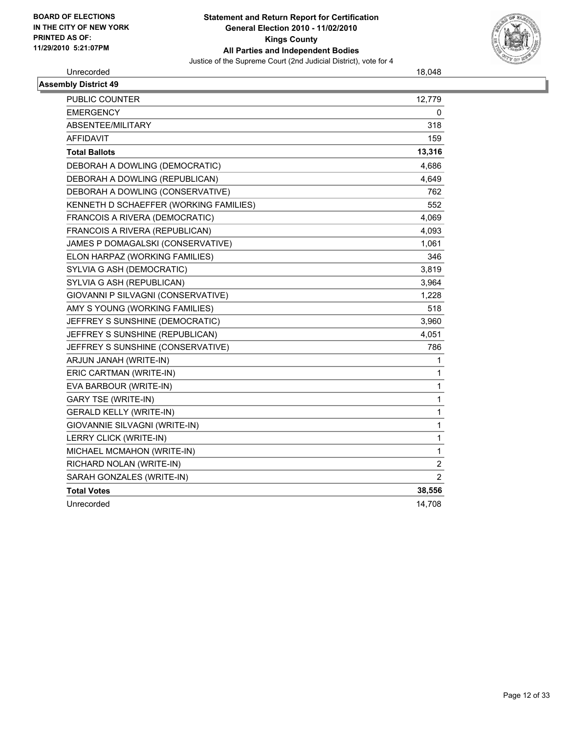**BOARD OF ELECTIONS IN THE CITY OF NEW YORK PRINTED AS OF: 11/29/2010 5:21:07PM**

# Statement and Return Report for Certification
## General Election 2010 - 11/02/2010
## Kings County
## All Parties and Independent Bodies
Justice of the Supreme Court (2nd Judicial District), vote for 4

| Unrecorded | 18,048 |
|---|---|

**Assembly District 49**

| | |
|---|---|
| PUBLIC COUNTER | 12,779 |
| EMERGENCY | 0 |
| ABSENTEE/MILITARY | 318 |
| AFFIDAVIT | 159 |
| **Total Ballots** | **13,316** |
| DEBORAH A DOWLING (DEMOCRATIC) | 4,686 |
| DEBORAH A DOWLING (REPUBLICAN) | 4,649 |
| DEBORAH A DOWLING (CONSERVATIVE) | 762 |
| KENNETH D SCHAEFFER (WORKING FAMILIES) | 552 |
| FRANCOIS A RIVERA (DEMOCRATIC) | 4,069 |
| FRANCOIS A RIVERA (REPUBLICAN) | 4,093 |
| JAMES P DOMAGALSKI (CONSERVATIVE) | 1,061 |
| ELON HARPAZ (WORKING FAMILIES) | 346 |
| SYLVIA G ASH (DEMOCRATIC) | 3,819 |
| SYLVIA G ASH (REPUBLICAN) | 3,964 |
| GIOVANNI P SILVAGNI (CONSERVATIVE) | 1,228 |
| AMY S YOUNG (WORKING FAMILIES) | 518 |
| JEFFREY S SUNSHINE (DEMOCRATIC) | 3,960 |
| JEFFREY S SUNSHINE (REPUBLICAN) | 4,051 |
| JEFFREY S SUNSHINE (CONSERVATIVE) | 786 |
| ARJUN JANAH (WRITE-IN) | 1 |
| ERIC CARTMAN (WRITE-IN) | 1 |
| EVA BARBOUR (WRITE-IN) | 1 |
| GARY TSE (WRITE-IN) | 1 |
| GERALD KELLY (WRITE-IN) | 1 |
| GIOVANNIE SILVAGNI (WRITE-IN) | 1 |
| LERRY CLICK (WRITE-IN) | 1 |
| MICHAEL MCMAHON (WRITE-IN) | 1 |
| RICHARD NOLAN (WRITE-IN) | 2 |
| SARAH GONZALES (WRITE-IN) | 2 |
| **Total Votes** | **38,556** |
| Unrecorded | 14,708 |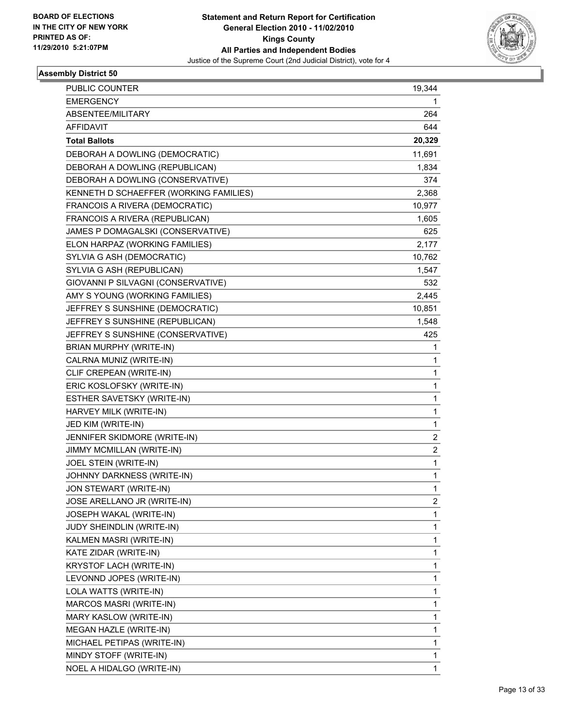**BOARD OF ELECTIONS IN THE CITY OF NEW YORK PRINTED AS OF: 11/29/2010 5:21:07PM**

**Statement and Return Report for Certification**
**General Election 2010 - 11/02/2010**
**Kings County**
**All Parties and Independent Bodies**
Justice of the Supreme Court (2nd Judicial District), vote for 4

### Assembly District 50

| | |
|---|---|
| PUBLIC COUNTER | 19,344 |
| EMERGENCY | 1 |
| ABSENTEE/MILITARY | 264 |
| AFFIDAVIT | 644 |
| **Total Ballots** | **20,329** |
| DEBORAH A DOWLING (DEMOCRATIC) | 11,691 |
| DEBORAH A DOWLING (REPUBLICAN) | 1,834 |
| DEBORAH A DOWLING (CONSERVATIVE) | 374 |
| KENNETH D SCHAEFFER (WORKING FAMILIES) | 2,368 |
| FRANCOIS A RIVERA (DEMOCRATIC) | 10,977 |
| FRANCOIS A RIVERA (REPUBLICAN) | 1,605 |
| JAMES P DOMAGALSKI (CONSERVATIVE) | 625 |
| ELON HARPAZ (WORKING FAMILIES) | 2,177 |
| SYLVIA G ASH (DEMOCRATIC) | 10,762 |
| SYLVIA G ASH (REPUBLICAN) | 1,547 |
| GIOVANNI P SILVAGNI (CONSERVATIVE) | 532 |
| AMY S YOUNG (WORKING FAMILIES) | 2,445 |
| JEFFREY S SUNSHINE (DEMOCRATIC) | 10,851 |
| JEFFREY S SUNSHINE (REPUBLICAN) | 1,548 |
| JEFFREY S SUNSHINE (CONSERVATIVE) | 425 |
| BRIAN MURPHY (WRITE-IN) | 1 |
| CALRNA MUNIZ (WRITE-IN) | 1 |
| CLIF CREPEAN (WRITE-IN) | 1 |
| ERIC KOSLOFSKY (WRITE-IN) | 1 |
| ESTHER SAVETSKY (WRITE-IN) | 1 |
| HARVEY MILK (WRITE-IN) | 1 |
| JED KIM (WRITE-IN) | 1 |
| JENNIFER SKIDMORE (WRITE-IN) | 2 |
| JIMMY MCMILLAN (WRITE-IN) | 2 |
| JOEL STEIN (WRITE-IN) | 1 |
| JOHNNY DARKNESS (WRITE-IN) | 1 |
| JON STEWART (WRITE-IN) | 1 |
| JOSE ARELLANO JR (WRITE-IN) | 2 |
| JOSEPH WAKAL (WRITE-IN) | 1 |
| JUDY SHEINDLIN (WRITE-IN) | 1 |
| KALMEN MASRI (WRITE-IN) | 1 |
| KATE ZIDAR (WRITE-IN) | 1 |
| KRYSTOF LACH (WRITE-IN) | 1 |
| LEVONND JOPES (WRITE-IN) | 1 |
| LOLA WATTS (WRITE-IN) | 1 |
| MARCOS MASRI (WRITE-IN) | 1 |
| MARY KASLOW (WRITE-IN) | 1 |
| MEGAN HAZLE (WRITE-IN) | 1 |
| MICHAEL PETIPAS (WRITE-IN) | 1 |
| MINDY STOFF (WRITE-IN) | 1 |
| NOEL A HIDALGO (WRITE-IN) | 1 |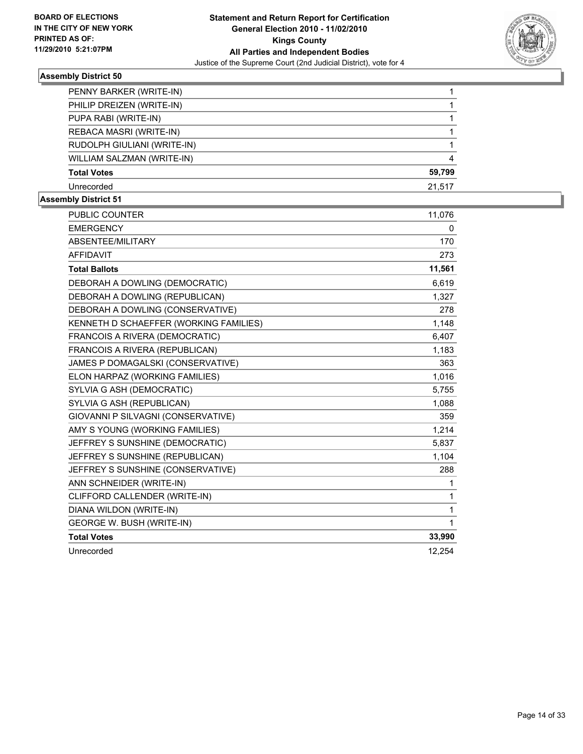**BOARD OF ELECTIONS IN THE CITY OF NEW YORK PRINTED AS OF: 11/29/2010 5:21:07PM**

**Statement and Return Report for Certification General Election 2010 - 11/02/2010 Kings County All Parties and Independent Bodies**

Justice of the Supreme Court (2nd Judicial District), vote for 4

### Assembly District 50

| | |
|---|---|
| PENNY BARKER (WRITE-IN) | 1 |
| PHILIP DREIZEN (WRITE-IN) | 1 |
| PUPA RABI (WRITE-IN) | 1 |
| REBACA MASRI (WRITE-IN) | 1 |
| RUDOLPH GIULIANI (WRITE-IN) | 1 |
| WILLIAM SALZMAN (WRITE-IN) | 4 |
| **Total Votes** | **59,799** |
| Unrecorded | 21,517 |

### Assembly District 51

| | |
|---|---|
| PUBLIC COUNTER | 11,076 |
| EMERGENCY | 0 |
| ABSENTEE/MILITARY | 170 |
| AFFIDAVIT | 273 |
| **Total Ballots** | **11,561** |
| DEBORAH A DOWLING (DEMOCRATIC) | 6,619 |
| DEBORAH A DOWLING (REPUBLICAN) | 1,327 |
| DEBORAH A DOWLING (CONSERVATIVE) | 278 |
| KENNETH D SCHAEFFER (WORKING FAMILIES) | 1,148 |
| FRANCOIS A RIVERA (DEMOCRATIC) | 6,407 |
| FRANCOIS A RIVERA (REPUBLICAN) | 1,183 |
| JAMES P DOMAGALSKI (CONSERVATIVE) | 363 |
| ELON HARPAZ (WORKING FAMILIES) | 1,016 |
| SYLVIA G ASH (DEMOCRATIC) | 5,755 |
| SYLVIA G ASH (REPUBLICAN) | 1,088 |
| GIOVANNI P SILVAGNI (CONSERVATIVE) | 359 |
| AMY S YOUNG (WORKING FAMILIES) | 1,214 |
| JEFFREY S SUNSHINE (DEMOCRATIC) | 5,837 |
| JEFFREY S SUNSHINE (REPUBLICAN) | 1,104 |
| JEFFREY S SUNSHINE (CONSERVATIVE) | 288 |
| ANN SCHNEIDER (WRITE-IN) | 1 |
| CLIFFORD CALLENDER (WRITE-IN) | 1 |
| DIANA WILDON (WRITE-IN) | 1 |
| GEORGE W. BUSH (WRITE-IN) | 1 |
| **Total Votes** | **33,990** |
| Unrecorded | 12,254 |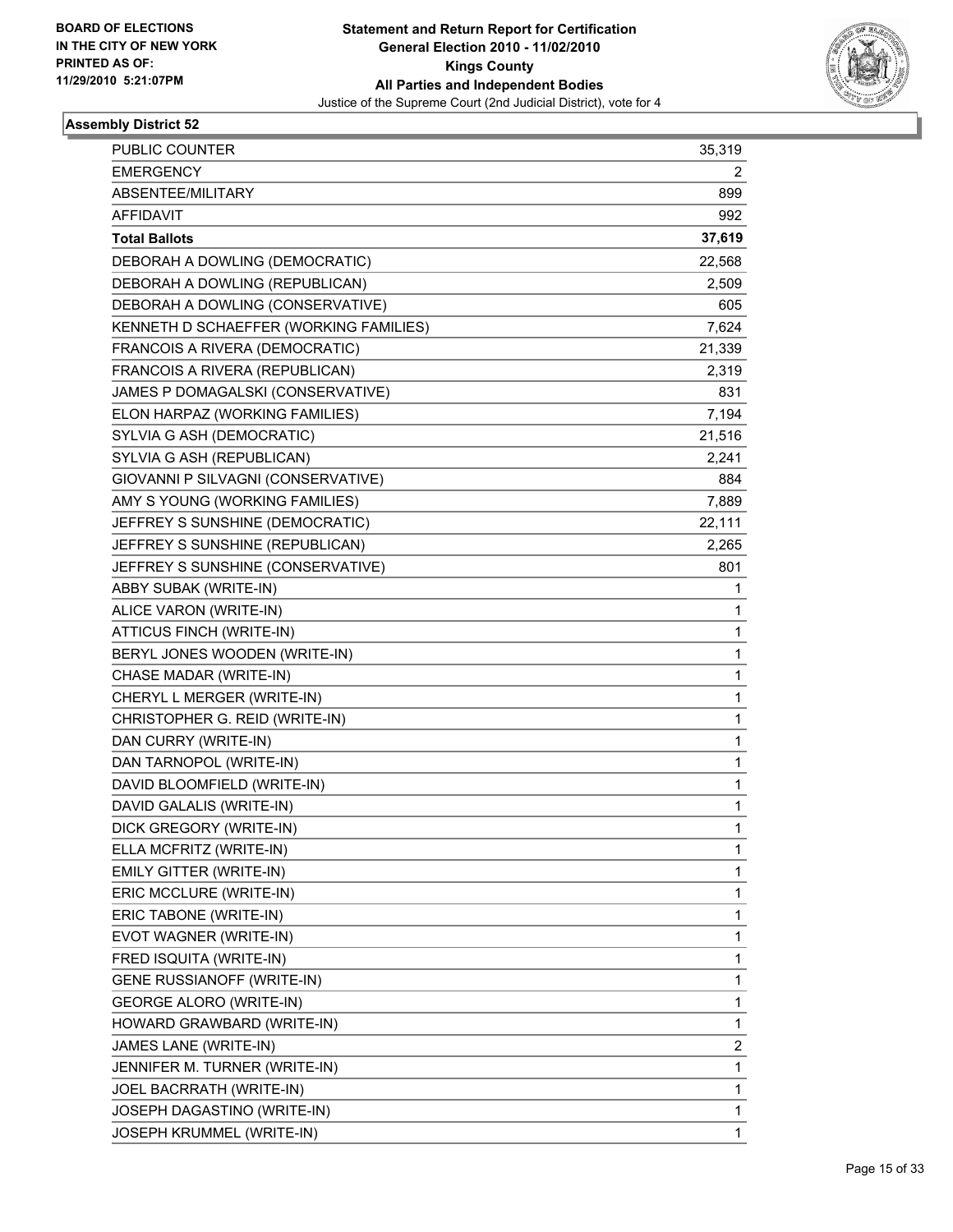BOARD OF ELECTIONS
IN THE CITY OF NEW YORK
PRINTED AS OF:
11/29/2010 5:21:07PM

**Statement and Return Report for Certification**
**General Election 2010 - 11/02/2010**
**Kings County**
**All Parties and Independent Bodies**
Justice of the Supreme Court (2nd Judicial District), vote for 4

### Assembly District 52

| | |
|---|---|
| PUBLIC COUNTER | 35,319 |
| EMERGENCY | 2 |
| ABSENTEE/MILITARY | 899 |
| AFFIDAVIT | 992 |
| **Total Ballots** | **37,619** |
| DEBORAH A DOWLING (DEMOCRATIC) | 22,568 |
| DEBORAH A DOWLING (REPUBLICAN) | 2,509 |
| DEBORAH A DOWLING (CONSERVATIVE) | 605 |
| KENNETH D SCHAEFFER (WORKING FAMILIES) | 7,624 |
| FRANCOIS A RIVERA (DEMOCRATIC) | 21,339 |
| FRANCOIS A RIVERA (REPUBLICAN) | 2,319 |
| JAMES P DOMAGALSKI (CONSERVATIVE) | 831 |
| ELON HARPAZ (WORKING FAMILIES) | 7,194 |
| SYLVIA G ASH (DEMOCRATIC) | 21,516 |
| SYLVIA G ASH (REPUBLICAN) | 2,241 |
| GIOVANNI P SILVAGNI (CONSERVATIVE) | 884 |
| AMY S YOUNG (WORKING FAMILIES) | 7,889 |
| JEFFREY S SUNSHINE (DEMOCRATIC) | 22,111 |
| JEFFREY S SUNSHINE (REPUBLICAN) | 2,265 |
| JEFFREY S SUNSHINE (CONSERVATIVE) | 801 |
| ABBY SUBAK (WRITE-IN) | 1 |
| ALICE VARON (WRITE-IN) | 1 |
| ATTICUS FINCH (WRITE-IN) | 1 |
| BERYL JONES WOODEN (WRITE-IN) | 1 |
| CHASE MADAR (WRITE-IN) | 1 |
| CHERYL L MERGER (WRITE-IN) | 1 |
| CHRISTOPHER G. REID (WRITE-IN) | 1 |
| DAN CURRY (WRITE-IN) | 1 |
| DAN TARNOPOL (WRITE-IN) | 1 |
| DAVID BLOOMFIELD (WRITE-IN) | 1 |
| DAVID GALALIS (WRITE-IN) | 1 |
| DICK GREGORY (WRITE-IN) | 1 |
| ELLA MCFRITZ (WRITE-IN) | 1 |
| EMILY GITTER (WRITE-IN) | 1 |
| ERIC MCCLURE (WRITE-IN) | 1 |
| ERIC TABONE (WRITE-IN) | 1 |
| EVOT WAGNER (WRITE-IN) | 1 |
| FRED ISQUITA (WRITE-IN) | 1 |
| GENE RUSSIANOFF (WRITE-IN) | 1 |
| GEORGE ALORO (WRITE-IN) | 1 |
| HOWARD GRAWBARD (WRITE-IN) | 1 |
| JAMES LANE (WRITE-IN) | 2 |
| JENNIFER M. TURNER (WRITE-IN) | 1 |
| JOEL BACRRATH (WRITE-IN) | 1 |
| JOSEPH DAGASTINO (WRITE-IN) | 1 |
| JOSEPH KRUMMEL (WRITE-IN) | 1 |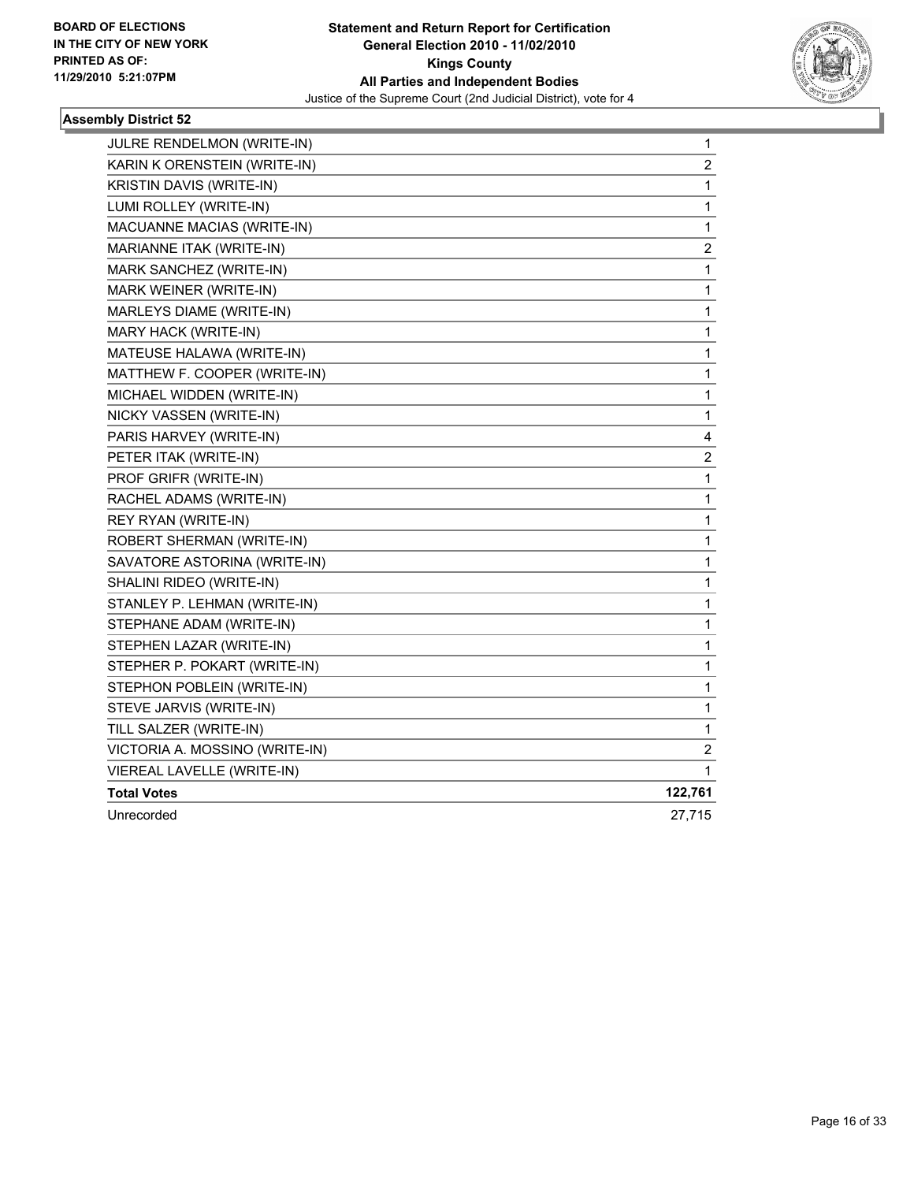**BOARD OF ELECTIONS IN THE CITY OF NEW YORK PRINTED AS OF: 11/29/2010 5:21:07PM**

**Statement and Return Report for Certification**
**General Election 2010 - 11/02/2010**
**Kings County**
**All Parties and Independent Bodies**
Justice of the Supreme Court (2nd Judicial District), vote for 4

### Assembly District 52

| | |
|---|---|
| JULRE RENDELMON (WRITE-IN) | 1 |
| KARIN K ORENSTEIN (WRITE-IN) | 2 |
| KRISTIN DAVIS (WRITE-IN) | 1 |
| LUMI ROLLEY (WRITE-IN) | 1 |
| MACUANNE MACIAS (WRITE-IN) | 1 |
| MARIANNE ITAK (WRITE-IN) | 2 |
| MARK SANCHEZ (WRITE-IN) | 1 |
| MARK WEINER (WRITE-IN) | 1 |
| MARLEYS DIAME (WRITE-IN) | 1 |
| MARY HACK (WRITE-IN) | 1 |
| MATEUSE HALAWA (WRITE-IN) | 1 |
| MATTHEW F. COOPER (WRITE-IN) | 1 |
| MICHAEL WIDDEN (WRITE-IN) | 1 |
| NICKY VASSEN (WRITE-IN) | 1 |
| PARIS HARVEY (WRITE-IN) | 4 |
| PETER ITAK (WRITE-IN) | 2 |
| PROF GRIFR (WRITE-IN) | 1 |
| RACHEL ADAMS (WRITE-IN) | 1 |
| REY RYAN (WRITE-IN) | 1 |
| ROBERT SHERMAN (WRITE-IN) | 1 |
| SAVATORE ASTORINA (WRITE-IN) | 1 |
| SHALINI RIDEO (WRITE-IN) | 1 |
| STANLEY P. LEHMAN (WRITE-IN) | 1 |
| STEPHANE ADAM (WRITE-IN) | 1 |
| STEPHEN LAZAR (WRITE-IN) | 1 |
| STEPHER P. POKART (WRITE-IN) | 1 |
| STEPHON POBLEIN (WRITE-IN) | 1 |
| STEVE JARVIS (WRITE-IN) | 1 |
| TILL SALZER (WRITE-IN) | 1 |
| VICTORIA A. MOSSINO (WRITE-IN) | 2 |
| VIEREAL LAVELLE (WRITE-IN) | 1 |
| **Total Votes** | **122,761** |
| Unrecorded | 27,715 |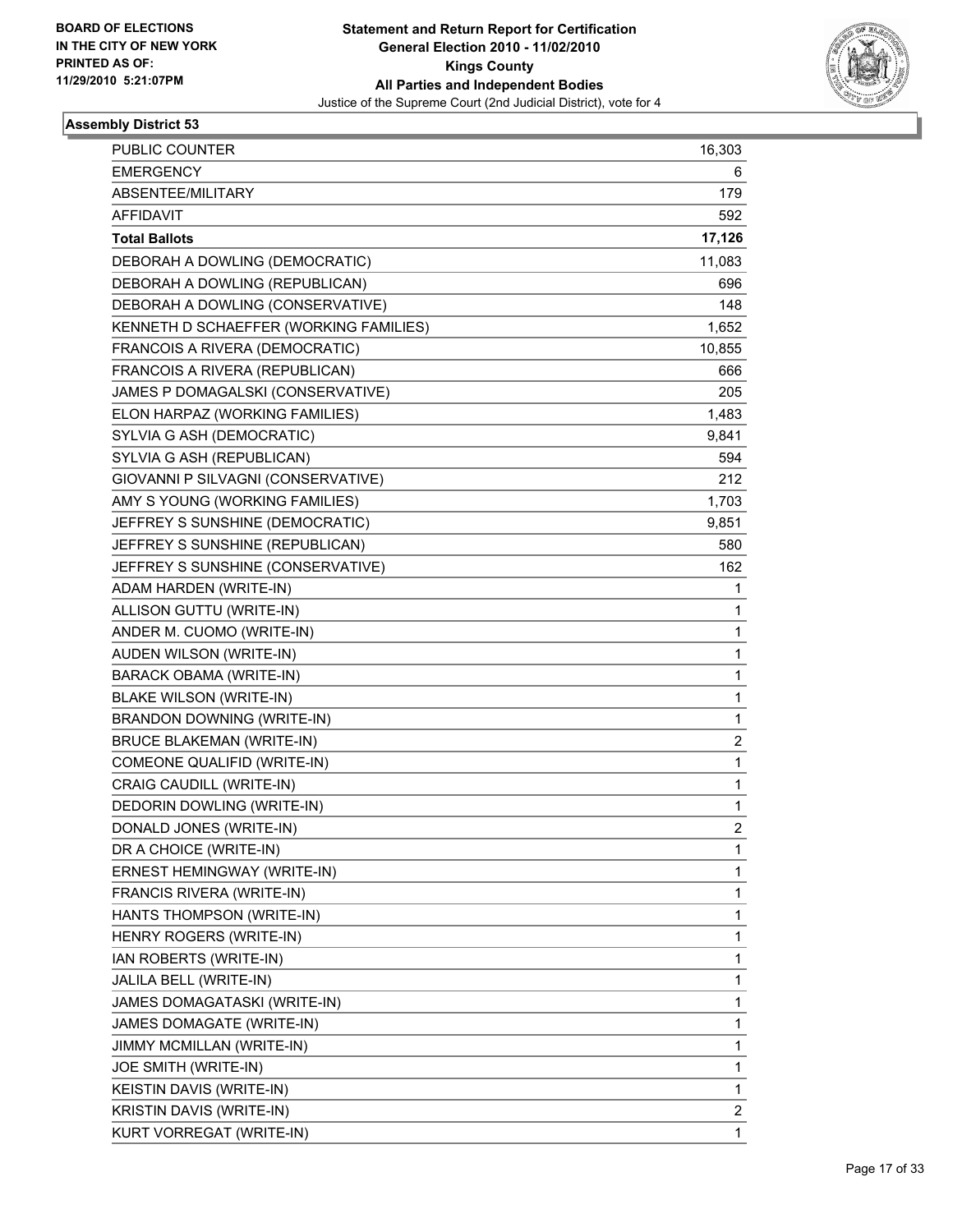**BOARD OF ELECTIONS IN THE CITY OF NEW YORK PRINTED AS OF: 11/29/2010 5:21:07PM**

**Statement and Return Report for Certification**
**General Election 2010 - 11/02/2010**
**Kings County**
**All Parties and Independent Bodies**
Justice of the Supreme Court (2nd Judicial District), vote for 4

### Assembly District 53

| | |
|---|---|
| PUBLIC COUNTER | 16,303 |
| EMERGENCY | 6 |
| ABSENTEE/MILITARY | 179 |
| AFFIDAVIT | 592 |
| **Total Ballots** | **17,126** |
| DEBORAH A DOWLING (DEMOCRATIC) | 11,083 |
| DEBORAH A DOWLING (REPUBLICAN) | 696 |
| DEBORAH A DOWLING (CONSERVATIVE) | 148 |
| KENNETH D SCHAEFFER (WORKING FAMILIES) | 1,652 |
| FRANCOIS A RIVERA (DEMOCRATIC) | 10,855 |
| FRANCOIS A RIVERA (REPUBLICAN) | 666 |
| JAMES P DOMAGALSKI (CONSERVATIVE) | 205 |
| ELON HARPAZ (WORKING FAMILIES) | 1,483 |
| SYLVIA G ASH (DEMOCRATIC) | 9,841 |
| SYLVIA G ASH (REPUBLICAN) | 594 |
| GIOVANNI P SILVAGNI (CONSERVATIVE) | 212 |
| AMY S YOUNG (WORKING FAMILIES) | 1,703 |
| JEFFREY S SUNSHINE (DEMOCRATIC) | 9,851 |
| JEFFREY S SUNSHINE (REPUBLICAN) | 580 |
| JEFFREY S SUNSHINE (CONSERVATIVE) | 162 |
| ADAM HARDEN (WRITE-IN) | 1 |
| ALLISON GUTTU (WRITE-IN) | 1 |
| ANDER M. CUOMO (WRITE-IN) | 1 |
| AUDEN WILSON (WRITE-IN) | 1 |
| BARACK OBAMA (WRITE-IN) | 1 |
| BLAKE WILSON (WRITE-IN) | 1 |
| BRANDON DOWNING (WRITE-IN) | 1 |
| BRUCE BLAKEMAN (WRITE-IN) | 2 |
| COMEONE QUALIFID (WRITE-IN) | 1 |
| CRAIG CAUDILL (WRITE-IN) | 1 |
| DEDORIN DOWLING (WRITE-IN) | 1 |
| DONALD JONES (WRITE-IN) | 2 |
| DR A CHOICE (WRITE-IN) | 1 |
| ERNEST HEMINGWAY (WRITE-IN) | 1 |
| FRANCIS RIVERA (WRITE-IN) | 1 |
| HANTS THOMPSON (WRITE-IN) | 1 |
| HENRY ROGERS (WRITE-IN) | 1 |
| IAN ROBERTS (WRITE-IN) | 1 |
| JALILA BELL (WRITE-IN) | 1 |
| JAMES DOMAGATASKI (WRITE-IN) | 1 |
| JAMES DOMAGATE (WRITE-IN) | 1 |
| JIMMY MCMILLAN (WRITE-IN) | 1 |
| JOE SMITH (WRITE-IN) | 1 |
| KEISTIN DAVIS (WRITE-IN) | 1 |
| KRISTIN DAVIS (WRITE-IN) | 2 |
| KURT VORREGAT (WRITE-IN) | 1 |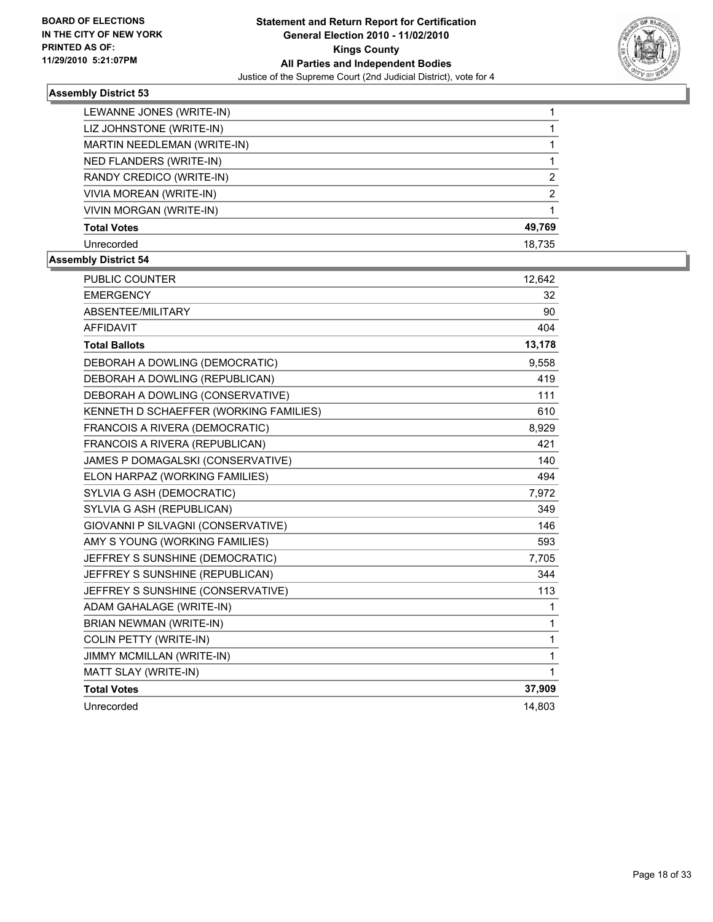BOARD OF ELECTIONS
IN THE CITY OF NEW YORK
PRINTED AS OF:
11/29/2010 5:21:07PM

**Statement and Return Report for Certification**
**General Election 2010 - 11/02/2010**
**Kings County**
**All Parties and Independent Bodies**
Justice of the Supreme Court (2nd Judicial District), vote for 4

### Assembly District 53

| | |
|---|---|
| LEWANNE JONES (WRITE-IN) | 1 |
| LIZ JOHNSTONE (WRITE-IN) | 1 |
| MARTIN NEEDLEMAN (WRITE-IN) | 1 |
| NED FLANDERS (WRITE-IN) | 1 |
| RANDY CREDICO (WRITE-IN) | 2 |
| VIVIA MOREAN (WRITE-IN) | 2 |
| VIVIN MORGAN (WRITE-IN) | 1 |
| **Total Votes** | **49,769** |
| Unrecorded | 18,735 |

### Assembly District 54

| | |
|---|---|
| PUBLIC COUNTER | 12,642 |
| EMERGENCY | 32 |
| ABSENTEE/MILITARY | 90 |
| AFFIDAVIT | 404 |
| **Total Ballots** | **13,178** |
| DEBORAH A DOWLING (DEMOCRATIC) | 9,558 |
| DEBORAH A DOWLING (REPUBLICAN) | 419 |
| DEBORAH A DOWLING (CONSERVATIVE) | 111 |
| KENNETH D SCHAEFFER (WORKING FAMILIES) | 610 |
| FRANCOIS A RIVERA (DEMOCRATIC) | 8,929 |
| FRANCOIS A RIVERA (REPUBLICAN) | 421 |
| JAMES P DOMAGALSKI (CONSERVATIVE) | 140 |
| ELON HARPAZ (WORKING FAMILIES) | 494 |
| SYLVIA G ASH (DEMOCRATIC) | 7,972 |
| SYLVIA G ASH (REPUBLICAN) | 349 |
| GIOVANNI P SILVAGNI (CONSERVATIVE) | 146 |
| AMY S YOUNG (WORKING FAMILIES) | 593 |
| JEFFREY S SUNSHINE (DEMOCRATIC) | 7,705 |
| JEFFREY S SUNSHINE (REPUBLICAN) | 344 |
| JEFFREY S SUNSHINE (CONSERVATIVE) | 113 |
| ADAM GAHALAGE (WRITE-IN) | 1 |
| BRIAN NEWMAN (WRITE-IN) | 1 |
| COLIN PETTY (WRITE-IN) | 1 |
| JIMMY MCMILLAN (WRITE-IN) | 1 |
| MATT SLAY (WRITE-IN) | 1 |
| **Total Votes** | **37,909** |
| Unrecorded | 14,803 |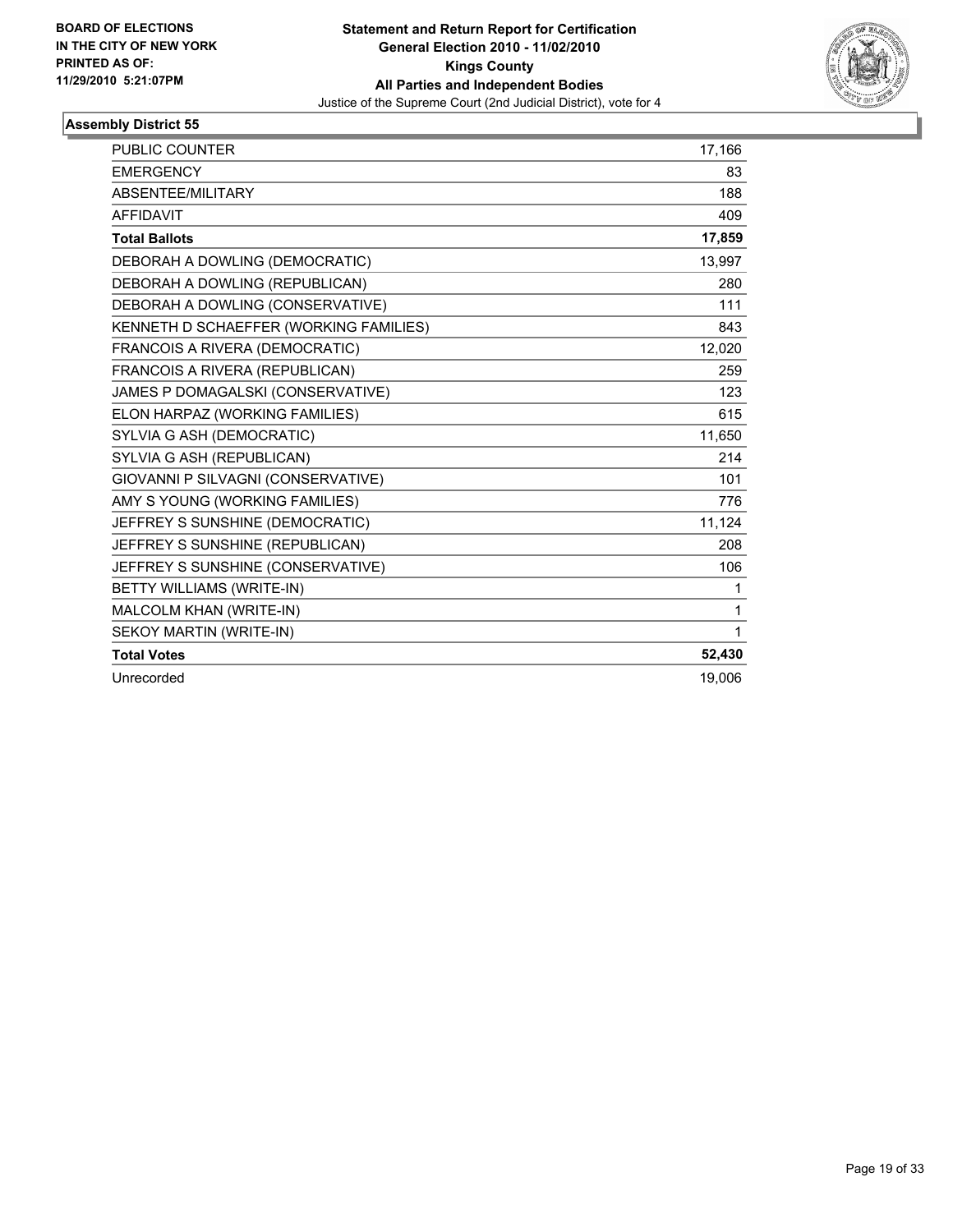**BOARD OF ELECTIONS IN THE CITY OF NEW YORK PRINTED AS OF: 11/29/2010 5:21:07PM**

**Statement and Return Report for Certification General Election 2010 - 11/02/2010 Kings County All Parties and Independent Bodies**

Justice of the Supreme Court (2nd Judicial District), vote for 4

## Assembly District 55

| | |
|---|---|
| PUBLIC COUNTER | 17,166 |
| EMERGENCY | 83 |
| ABSENTEE/MILITARY | 188 |
| AFFIDAVIT | 409 |
| **Total Ballots** | **17,859** |
| DEBORAH A DOWLING (DEMOCRATIC) | 13,997 |
| DEBORAH A DOWLING (REPUBLICAN) | 280 |
| DEBORAH A DOWLING (CONSERVATIVE) | 111 |
| KENNETH D SCHAEFFER (WORKING FAMILIES) | 843 |
| FRANCOIS A RIVERA (DEMOCRATIC) | 12,020 |
| FRANCOIS A RIVERA (REPUBLICAN) | 259 |
| JAMES P DOMAGALSKI (CONSERVATIVE) | 123 |
| ELON HARPAZ (WORKING FAMILIES) | 615 |
| SYLVIA G ASH (DEMOCRATIC) | 11,650 |
| SYLVIA G ASH (REPUBLICAN) | 214 |
| GIOVANNI P SILVAGNI (CONSERVATIVE) | 101 |
| AMY S YOUNG (WORKING FAMILIES) | 776 |
| JEFFREY S SUNSHINE (DEMOCRATIC) | 11,124 |
| JEFFREY S SUNSHINE (REPUBLICAN) | 208 |
| JEFFREY S SUNSHINE (CONSERVATIVE) | 106 |
| BETTY WILLIAMS (WRITE-IN) | 1 |
| MALCOLM KHAN (WRITE-IN) | 1 |
| SEKOY MARTIN (WRITE-IN) | 1 |
| **Total Votes** | **52,430** |
| Unrecorded | 19,006 |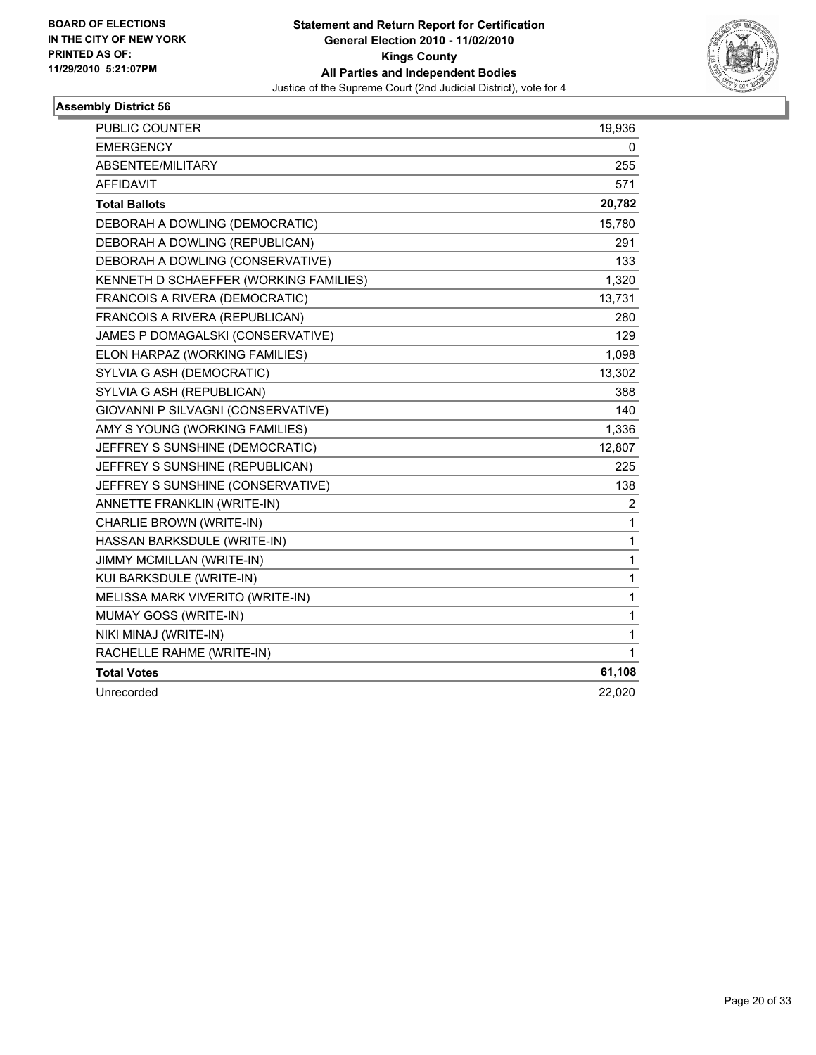**BOARD OF ELECTIONS IN THE CITY OF NEW YORK PRINTED AS OF: 11/29/2010 5:21:07PM**

**Statement and Return Report for Certification General Election 2010 - 11/02/2010 Kings County All Parties and Independent Bodies**

Justice of the Supreme Court (2nd Judicial District), vote for 4

### Assembly District 56

| | |
|---|---|
| PUBLIC COUNTER | 19,936 |
| EMERGENCY | 0 |
| ABSENTEE/MILITARY | 255 |
| AFFIDAVIT | 571 |
| **Total Ballots** | **20,782** |
| DEBORAH A DOWLING (DEMOCRATIC) | 15,780 |
| DEBORAH A DOWLING (REPUBLICAN) | 291 |
| DEBORAH A DOWLING (CONSERVATIVE) | 133 |
| KENNETH D SCHAEFFER (WORKING FAMILIES) | 1,320 |
| FRANCOIS A RIVERA (DEMOCRATIC) | 13,731 |
| FRANCOIS A RIVERA (REPUBLICAN) | 280 |
| JAMES P DOMAGALSKI (CONSERVATIVE) | 129 |
| ELON HARPAZ (WORKING FAMILIES) | 1,098 |
| SYLVIA G ASH (DEMOCRATIC) | 13,302 |
| SYLVIA G ASH (REPUBLICAN) | 388 |
| GIOVANNI P SILVAGNI (CONSERVATIVE) | 140 |
| AMY S YOUNG (WORKING FAMILIES) | 1,336 |
| JEFFREY S SUNSHINE (DEMOCRATIC) | 12,807 |
| JEFFREY S SUNSHINE (REPUBLICAN) | 225 |
| JEFFREY S SUNSHINE (CONSERVATIVE) | 138 |
| ANNETTE FRANKLIN (WRITE-IN) | 2 |
| CHARLIE BROWN (WRITE-IN) | 1 |
| HASSAN BARKSDULE (WRITE-IN) | 1 |
| JIMMY MCMILLAN (WRITE-IN) | 1 |
| KUI BARKSDULE (WRITE-IN) | 1 |
| MELISSA MARK VIVERITO (WRITE-IN) | 1 |
| MUMAY GOSS (WRITE-IN) | 1 |
| NIKI MINAJ (WRITE-IN) | 1 |
| RACHELLE RAHME (WRITE-IN) | 1 |
| **Total Votes** | **61,108** |
| Unrecorded | 22,020 |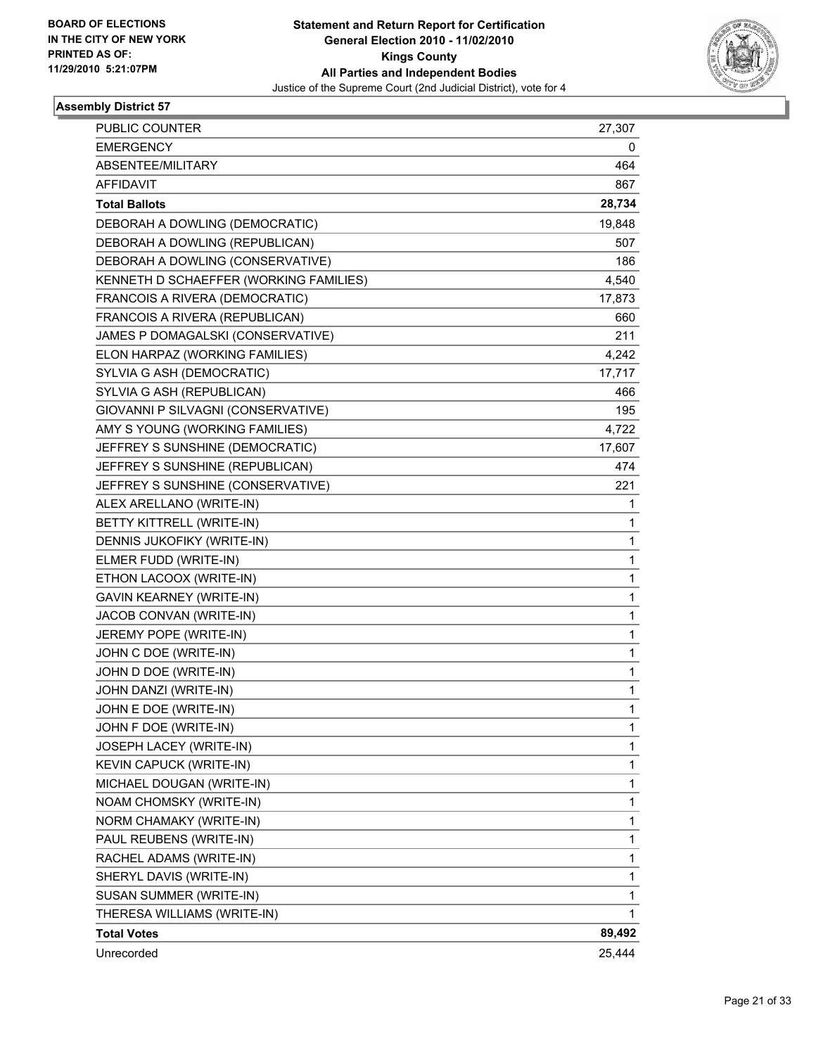BOARD OF ELECTIONS
IN THE CITY OF NEW YORK
PRINTED AS OF:
11/29/2010 5:21:07PM

**Statement and Return Report for Certification**
**General Election 2010 - 11/02/2010**
**Kings County**
**All Parties and Independent Bodies**
Justice of the Supreme Court (2nd Judicial District), vote for 4

### Assembly District 57

| | |
|---|---|
| PUBLIC COUNTER | 27,307 |
| EMERGENCY | 0 |
| ABSENTEE/MILITARY | 464 |
| AFFIDAVIT | 867 |
| **Total Ballots** | **28,734** |
| DEBORAH A DOWLING (DEMOCRATIC) | 19,848 |
| DEBORAH A DOWLING (REPUBLICAN) | 507 |
| DEBORAH A DOWLING (CONSERVATIVE) | 186 |
| KENNETH D SCHAEFFER (WORKING FAMILIES) | 4,540 |
| FRANCOIS A RIVERA (DEMOCRATIC) | 17,873 |
| FRANCOIS A RIVERA (REPUBLICAN) | 660 |
| JAMES P DOMAGALSKI (CONSERVATIVE) | 211 |
| ELON HARPAZ (WORKING FAMILIES) | 4,242 |
| SYLVIA G ASH (DEMOCRATIC) | 17,717 |
| SYLVIA G ASH (REPUBLICAN) | 466 |
| GIOVANNI P SILVAGNI (CONSERVATIVE) | 195 |
| AMY S YOUNG (WORKING FAMILIES) | 4,722 |
| JEFFREY S SUNSHINE (DEMOCRATIC) | 17,607 |
| JEFFREY S SUNSHINE (REPUBLICAN) | 474 |
| JEFFREY S SUNSHINE (CONSERVATIVE) | 221 |
| ALEX ARELLANO (WRITE-IN) | 1 |
| BETTY KITTRELL (WRITE-IN) | 1 |
| DENNIS JUKOFIKY (WRITE-IN) | 1 |
| ELMER FUDD (WRITE-IN) | 1 |
| ETHON LACOOX (WRITE-IN) | 1 |
| GAVIN KEARNEY (WRITE-IN) | 1 |
| JACOB CONVAN (WRITE-IN) | 1 |
| JEREMY POPE (WRITE-IN) | 1 |
| JOHN C DOE (WRITE-IN) | 1 |
| JOHN D DOE (WRITE-IN) | 1 |
| JOHN DANZI (WRITE-IN) | 1 |
| JOHN E DOE (WRITE-IN) | 1 |
| JOHN F DOE (WRITE-IN) | 1 |
| JOSEPH LACEY (WRITE-IN) | 1 |
| KEVIN CAPUCK (WRITE-IN) | 1 |
| MICHAEL DOUGAN (WRITE-IN) | 1 |
| NOAM CHOMSKY (WRITE-IN) | 1 |
| NORM CHAMAKY (WRITE-IN) | 1 |
| PAUL REUBENS (WRITE-IN) | 1 |
| RACHEL ADAMS (WRITE-IN) | 1 |
| SHERYL DAVIS (WRITE-IN) | 1 |
| SUSAN SUMMER (WRITE-IN) | 1 |
| THERESA WILLIAMS (WRITE-IN) | 1 |
| **Total Votes** | **89,492** |
| Unrecorded | 25,444 |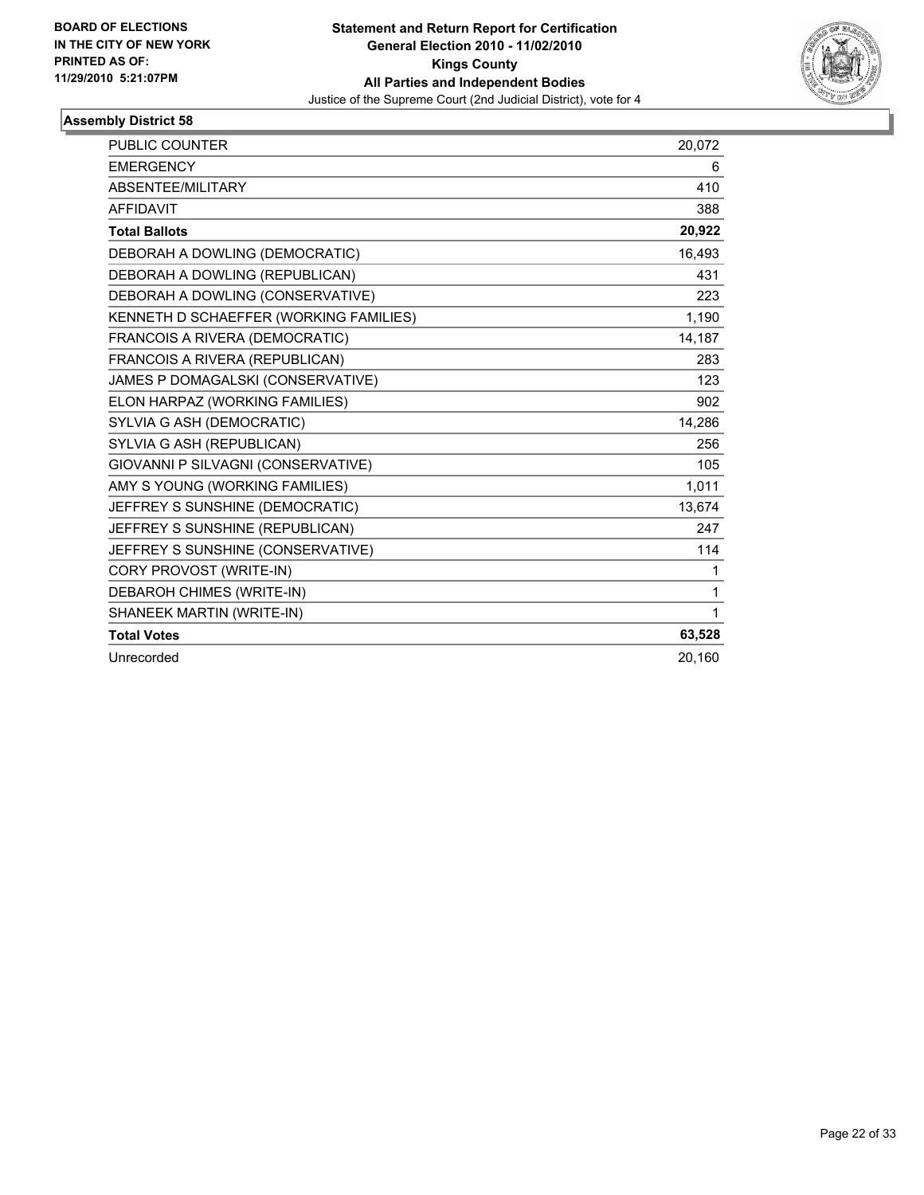**BOARD OF ELECTIONS IN THE CITY OF NEW YORK PRINTED AS OF: 11/29/2010 5:21:07PM**

**Statement and Return Report for Certification General Election 2010 - 11/02/2010 Kings County All Parties and Independent Bodies**

Justice of the Supreme Court (2nd Judicial District), vote for 4

### Assembly District 58

| | |
|---|---|
| PUBLIC COUNTER | 20,072 |
| EMERGENCY | 6 |
| ABSENTEE/MILITARY | 410 |
| AFFIDAVIT | 388 |
| **Total Ballots** | **20,922** |
| DEBORAH A DOWLING (DEMOCRATIC) | 16,493 |
| DEBORAH A DOWLING (REPUBLICAN) | 431 |
| DEBORAH A DOWLING (CONSERVATIVE) | 223 |
| KENNETH D SCHAEFFER (WORKING FAMILIES) | 1,190 |
| FRANCOIS A RIVERA (DEMOCRATIC) | 14,187 |
| FRANCOIS A RIVERA (REPUBLICAN) | 283 |
| JAMES P DOMAGALSKI (CONSERVATIVE) | 123 |
| ELON HARPAZ (WORKING FAMILIES) | 902 |
| SYLVIA G ASH (DEMOCRATIC) | 14,286 |
| SYLVIA G ASH (REPUBLICAN) | 256 |
| GIOVANNI P SILVAGNI (CONSERVATIVE) | 105 |
| AMY S YOUNG (WORKING FAMILIES) | 1,011 |
| JEFFREY S SUNSHINE (DEMOCRATIC) | 13,674 |
| JEFFREY S SUNSHINE (REPUBLICAN) | 247 |
| JEFFREY S SUNSHINE (CONSERVATIVE) | 114 |
| CORY PROVOST (WRITE-IN) | 1 |
| DEBAROH CHIMES (WRITE-IN) | 1 |
| SHANEEK MARTIN (WRITE-IN) | 1 |
| **Total Votes** | **63,528** |
| Unrecorded | 20,160 |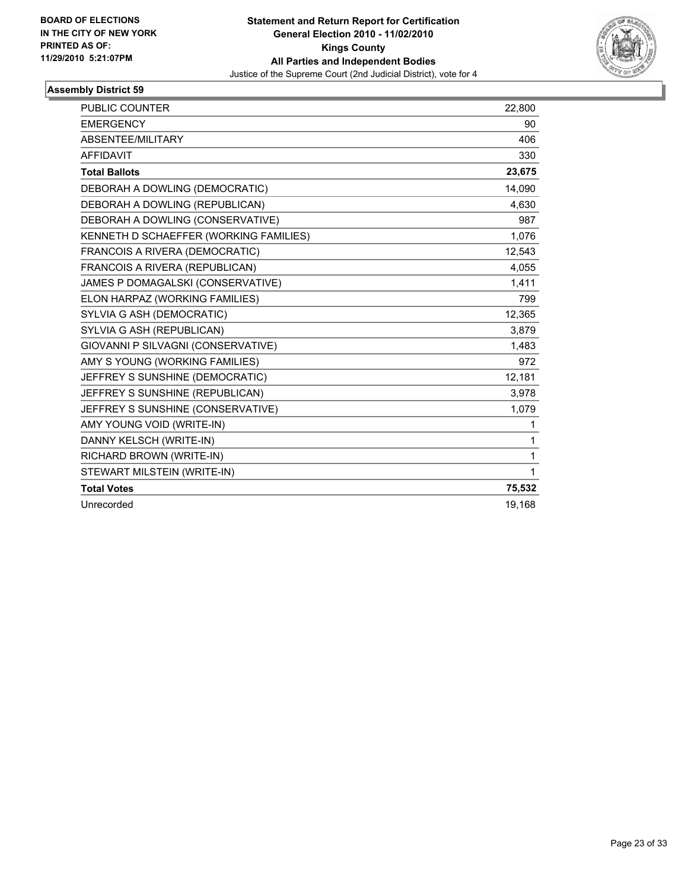**BOARD OF ELECTIONS IN THE CITY OF NEW YORK PRINTED AS OF: 11/29/2010 5:21:07PM**

**Statement and Return Report for Certification General Election 2010 - 11/02/2010 Kings County All Parties and Independent Bodies**

Justice of the Supreme Court (2nd Judicial District), vote for 4

### Assembly District 59

| | |
|---|---|
| PUBLIC COUNTER | 22,800 |
| EMERGENCY | 90 |
| ABSENTEE/MILITARY | 406 |
| AFFIDAVIT | 330 |
| **Total Ballots** | **23,675** |
| DEBORAH A DOWLING (DEMOCRATIC) | 14,090 |
| DEBORAH A DOWLING (REPUBLICAN) | 4,630 |
| DEBORAH A DOWLING (CONSERVATIVE) | 987 |
| KENNETH D SCHAEFFER (WORKING FAMILIES) | 1,076 |
| FRANCOIS A RIVERA (DEMOCRATIC) | 12,543 |
| FRANCOIS A RIVERA (REPUBLICAN) | 4,055 |
| JAMES P DOMAGALSKI (CONSERVATIVE) | 1,411 |
| ELON HARPAZ (WORKING FAMILIES) | 799 |
| SYLVIA G ASH (DEMOCRATIC) | 12,365 |
| SYLVIA G ASH (REPUBLICAN) | 3,879 |
| GIOVANNI P SILVAGNI (CONSERVATIVE) | 1,483 |
| AMY S YOUNG (WORKING FAMILIES) | 972 |
| JEFFREY S SUNSHINE (DEMOCRATIC) | 12,181 |
| JEFFREY S SUNSHINE (REPUBLICAN) | 3,978 |
| JEFFREY S SUNSHINE (CONSERVATIVE) | 1,079 |
| AMY YOUNG VOID (WRITE-IN) | 1 |
| DANNY KELSCH (WRITE-IN) | 1 |
| RICHARD BROWN (WRITE-IN) | 1 |
| STEWART MILSTEIN (WRITE-IN) | 1 |
| **Total Votes** | **75,532** |
| Unrecorded | 19,168 |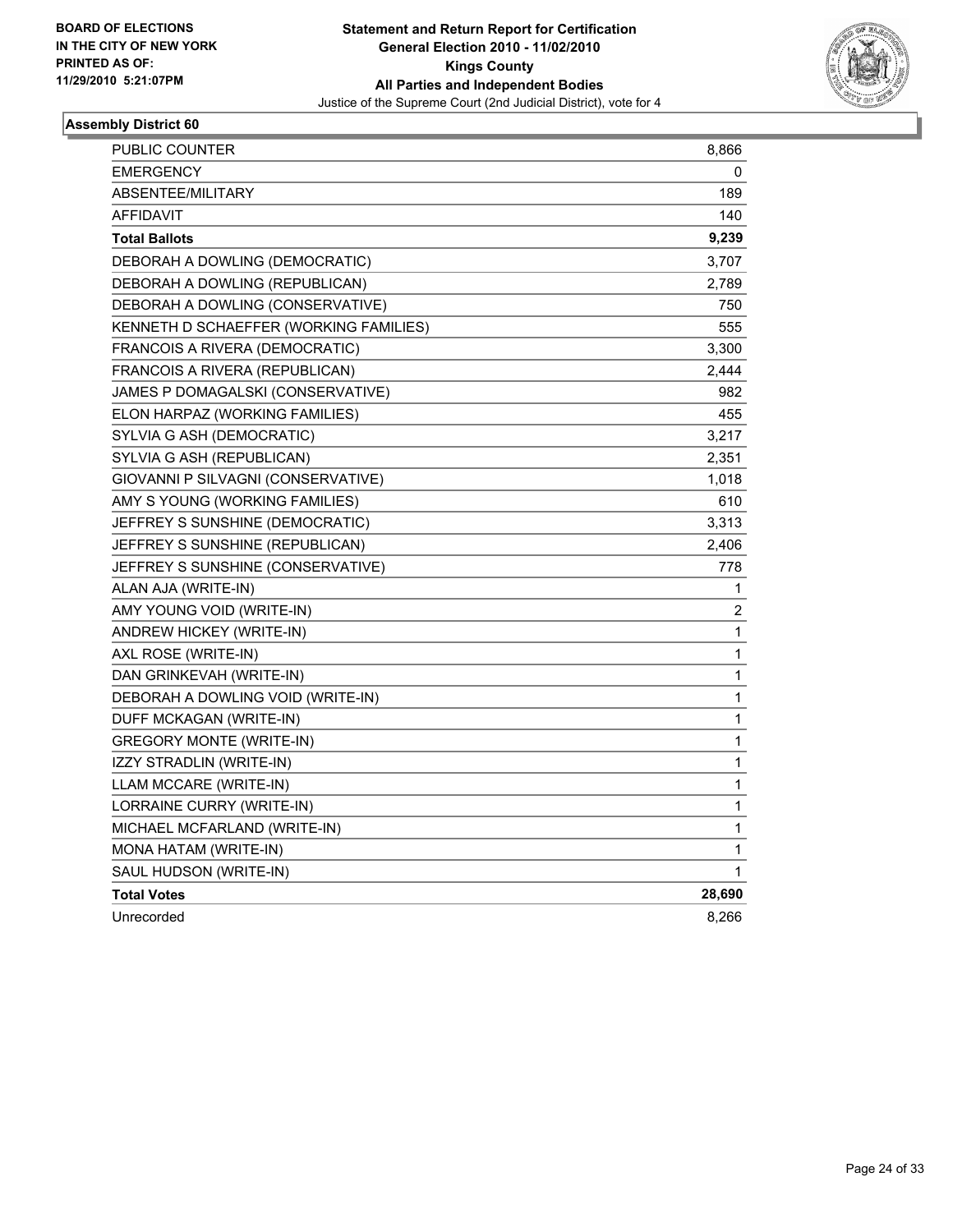BOARD OF ELECTIONS
IN THE CITY OF NEW YORK
PRINTED AS OF:
11/29/2010 5:21:07PM

**Statement and Return Report for Certification**
**General Election 2010 - 11/02/2010**
**Kings County**
**All Parties and Independent Bodies**
Justice of the Supreme Court (2nd Judicial District), vote for 4

### Assembly District 60

| | |
|---|---|
| PUBLIC COUNTER | 8,866 |
| EMERGENCY | 0 |
| ABSENTEE/MILITARY | 189 |
| AFFIDAVIT | 140 |
| **Total Ballots** | **9,239** |
| DEBORAH A DOWLING (DEMOCRATIC) | 3,707 |
| DEBORAH A DOWLING (REPUBLICAN) | 2,789 |
| DEBORAH A DOWLING (CONSERVATIVE) | 750 |
| KENNETH D SCHAEFFER (WORKING FAMILIES) | 555 |
| FRANCOIS A RIVERA (DEMOCRATIC) | 3,300 |
| FRANCOIS A RIVERA (REPUBLICAN) | 2,444 |
| JAMES P DOMAGALSKI (CONSERVATIVE) | 982 |
| ELON HARPAZ (WORKING FAMILIES) | 455 |
| SYLVIA G ASH (DEMOCRATIC) | 3,217 |
| SYLVIA G ASH (REPUBLICAN) | 2,351 |
| GIOVANNI P SILVAGNI (CONSERVATIVE) | 1,018 |
| AMY S YOUNG (WORKING FAMILIES) | 610 |
| JEFFREY S SUNSHINE (DEMOCRATIC) | 3,313 |
| JEFFREY S SUNSHINE (REPUBLICAN) | 2,406 |
| JEFFREY S SUNSHINE (CONSERVATIVE) | 778 |
| ALAN AJA (WRITE-IN) | 1 |
| AMY YOUNG VOID (WRITE-IN) | 2 |
| ANDREW HICKEY (WRITE-IN) | 1 |
| AXL ROSE (WRITE-IN) | 1 |
| DAN GRINKEVAH (WRITE-IN) | 1 |
| DEBORAH A DOWLING VOID (WRITE-IN) | 1 |
| DUFF MCKAGAN (WRITE-IN) | 1 |
| GREGORY MONTE (WRITE-IN) | 1 |
| IZZY STRADLIN (WRITE-IN) | 1 |
| LLAM MCCARE (WRITE-IN) | 1 |
| LORRAINE CURRY (WRITE-IN) | 1 |
| MICHAEL MCFARLAND (WRITE-IN) | 1 |
| MONA HATAM (WRITE-IN) | 1 |
| SAUL HUDSON (WRITE-IN) | 1 |
| **Total Votes** | **28,690** |
| Unrecorded | 8,266 |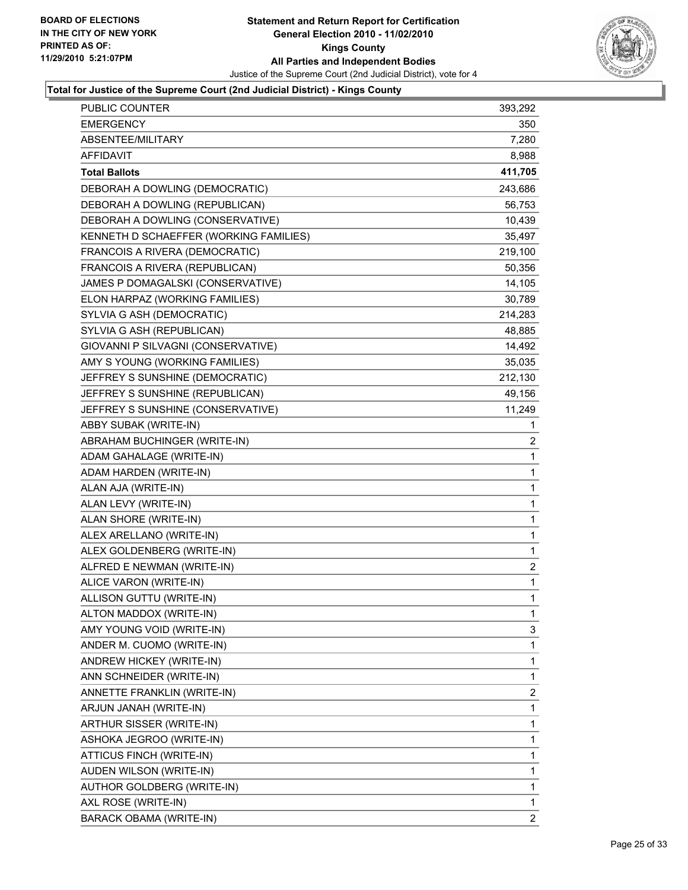**Statement and Return Report for Certification**
**General Election 2010 - 11/02/2010**
**Kings County**
**All Parties and Independent Bodies**
Justice of the Supreme Court (2nd Judicial District), vote for 4

BOARD OF ELECTIONS IN THE CITY OF NEW YORK
PRINTED AS OF: 11/29/2010 5:21:07PM

### Total for Justice of the Supreme Court (2nd Judicial District) - Kings County

| | |
|---|---|
| PUBLIC COUNTER | 393,292 |
| EMERGENCY | 350 |
| ABSENTEE/MILITARY | 7,280 |
| AFFIDAVIT | 8,988 |
| **Total Ballots** | **411,705** |
| DEBORAH A DOWLING (DEMOCRATIC) | 243,686 |
| DEBORAH A DOWLING (REPUBLICAN) | 56,753 |
| DEBORAH A DOWLING (CONSERVATIVE) | 10,439 |
| KENNETH D SCHAEFFER (WORKING FAMILIES) | 35,497 |
| FRANCOIS A RIVERA (DEMOCRATIC) | 219,100 |
| FRANCOIS A RIVERA (REPUBLICAN) | 50,356 |
| JAMES P DOMAGALSKI (CONSERVATIVE) | 14,105 |
| ELON HARPAZ (WORKING FAMILIES) | 30,789 |
| SYLVIA G ASH (DEMOCRATIC) | 214,283 |
| SYLVIA G ASH (REPUBLICAN) | 48,885 |
| GIOVANNI P SILVAGNI (CONSERVATIVE) | 14,492 |
| AMY S YOUNG (WORKING FAMILIES) | 35,035 |
| JEFFREY S SUNSHINE (DEMOCRATIC) | 212,130 |
| JEFFREY S SUNSHINE (REPUBLICAN) | 49,156 |
| JEFFREY S SUNSHINE (CONSERVATIVE) | 11,249 |
| ABBY SUBAK (WRITE-IN) | 1 |
| ABRAHAM BUCHINGER (WRITE-IN) | 2 |
| ADAM GAHALAGE (WRITE-IN) | 1 |
| ADAM HARDEN (WRITE-IN) | 1 |
| ALAN AJA (WRITE-IN) | 1 |
| ALAN LEVY (WRITE-IN) | 1 |
| ALAN SHORE (WRITE-IN) | 1 |
| ALEX ARELLANO (WRITE-IN) | 1 |
| ALEX GOLDENBERG (WRITE-IN) | 1 |
| ALFRED E NEWMAN (WRITE-IN) | 2 |
| ALICE VARON (WRITE-IN) | 1 |
| ALLISON GUTTU (WRITE-IN) | 1 |
| ALTON MADDOX (WRITE-IN) | 1 |
| AMY YOUNG VOID (WRITE-IN) | 3 |
| ANDER M. CUOMO (WRITE-IN) | 1 |
| ANDREW HICKEY (WRITE-IN) | 1 |
| ANN SCHNEIDER (WRITE-IN) | 1 |
| ANNETTE FRANKLIN (WRITE-IN) | 2 |
| ARJUN JANAH (WRITE-IN) | 1 |
| ARTHUR SISSER (WRITE-IN) | 1 |
| ASHOKA JEGROO (WRITE-IN) | 1 |
| ATTICUS FINCH (WRITE-IN) | 1 |
| AUDEN WILSON (WRITE-IN) | 1 |
| AUTHOR GOLDBERG (WRITE-IN) | 1 |
| AXL ROSE (WRITE-IN) | 1 |
| BARACK OBAMA (WRITE-IN) | 2 |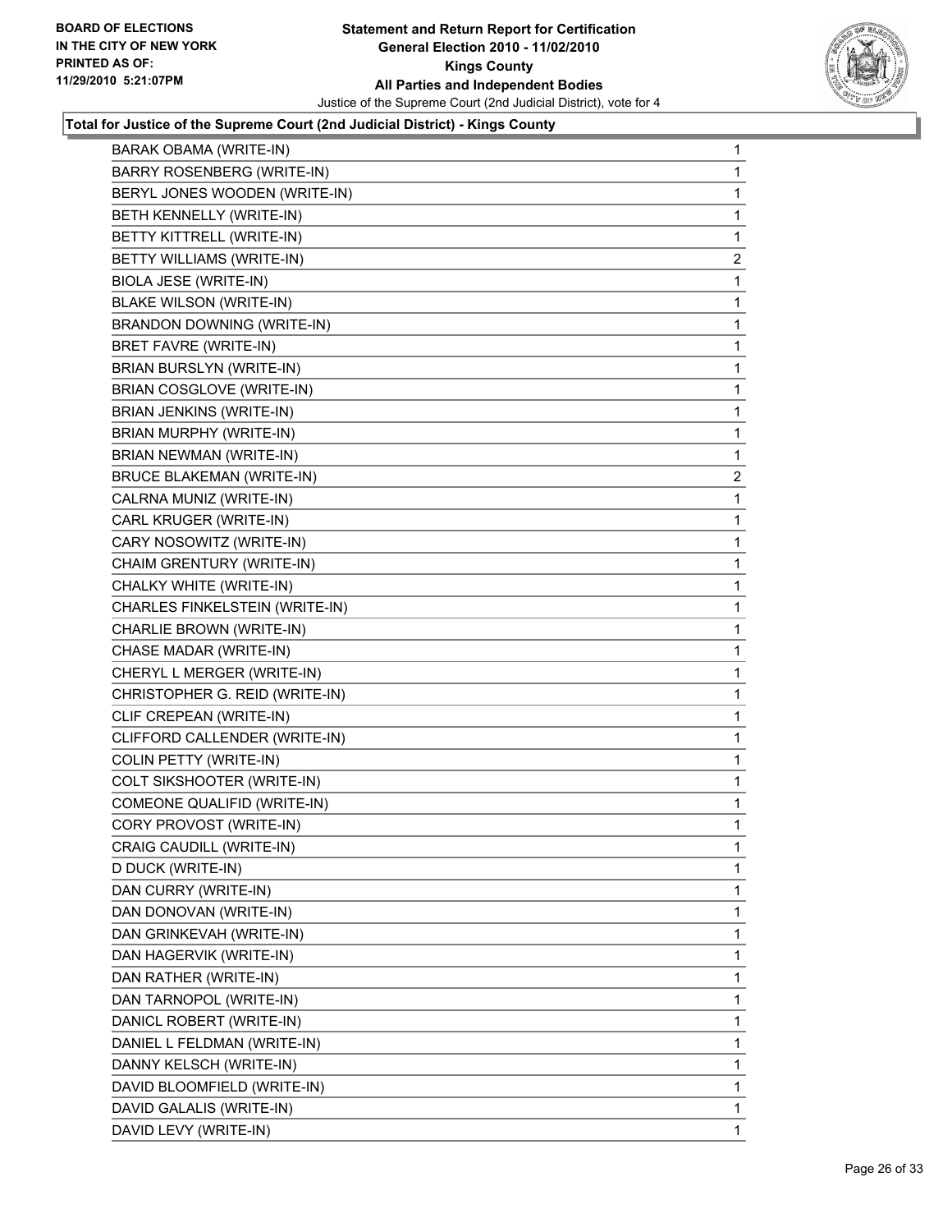**Total for Justice of the Supreme Court (2nd Judicial District) - Kings County**

| | |
|---|---|
| BARAK OBAMA (WRITE-IN) | 1 |
| BARRY ROSENBERG (WRITE-IN) | 1 |
| BERYL JONES WOODEN (WRITE-IN) | 1 |
| BETH KENNELLY (WRITE-IN) | 1 |
| BETTY KITTRELL (WRITE-IN) | 1 |
| BETTY WILLIAMS (WRITE-IN) | 2 |
| BIOLA JESE (WRITE-IN) | 1 |
| BLAKE WILSON (WRITE-IN) | 1 |
| BRANDON DOWNING (WRITE-IN) | 1 |
| BRET FAVRE (WRITE-IN) | 1 |
| BRIAN BURSLYN (WRITE-IN) | 1 |
| BRIAN COSGLOVE (WRITE-IN) | 1 |
| BRIAN JENKINS (WRITE-IN) | 1 |
| BRIAN MURPHY (WRITE-IN) | 1 |
| BRIAN NEWMAN (WRITE-IN) | 1 |
| BRUCE BLAKEMAN (WRITE-IN) | 2 |
| CALRNA MUNIZ (WRITE-IN) | 1 |
| CARL KRUGER (WRITE-IN) | 1 |
| CARY NOSOWITZ (WRITE-IN) | 1 |
| CHAIM GRENTURY (WRITE-IN) | 1 |
| CHALKY WHITE (WRITE-IN) | 1 |
| CHARLES FINKELSTEIN (WRITE-IN) | 1 |
| CHARLIE BROWN (WRITE-IN) | 1 |
| CHASE MADAR (WRITE-IN) | 1 |
| CHERYL L MERGER (WRITE-IN) | 1 |
| CHRISTOPHER G. REID (WRITE-IN) | 1 |
| CLIF CREPEAN (WRITE-IN) | 1 |
| CLIFFORD CALLENDER (WRITE-IN) | 1 |
| COLIN PETTY (WRITE-IN) | 1 |
| COLT SIKSHOOTER (WRITE-IN) | 1 |
| COMEONE QUALIFID (WRITE-IN) | 1 |
| CORY PROVOST (WRITE-IN) | 1 |
| CRAIG CAUDILL (WRITE-IN) | 1 |
| D DUCK (WRITE-IN) | 1 |
| DAN CURRY (WRITE-IN) | 1 |
| DAN DONOVAN (WRITE-IN) | 1 |
| DAN GRINKEVAH (WRITE-IN) | 1 |
| DAN HAGERVIK (WRITE-IN) | 1 |
| DAN RATHER (WRITE-IN) | 1 |
| DAN TARNOPOL (WRITE-IN) | 1 |
| DANICL ROBERT (WRITE-IN) | 1 |
| DANIEL L FELDMAN (WRITE-IN) | 1 |
| DANNY KELSCH (WRITE-IN) | 1 |
| DAVID BLOOMFIELD (WRITE-IN) | 1 |
| DAVID GALALIS (WRITE-IN) | 1 |
| DAVID LEVY (WRITE-IN) | 1 |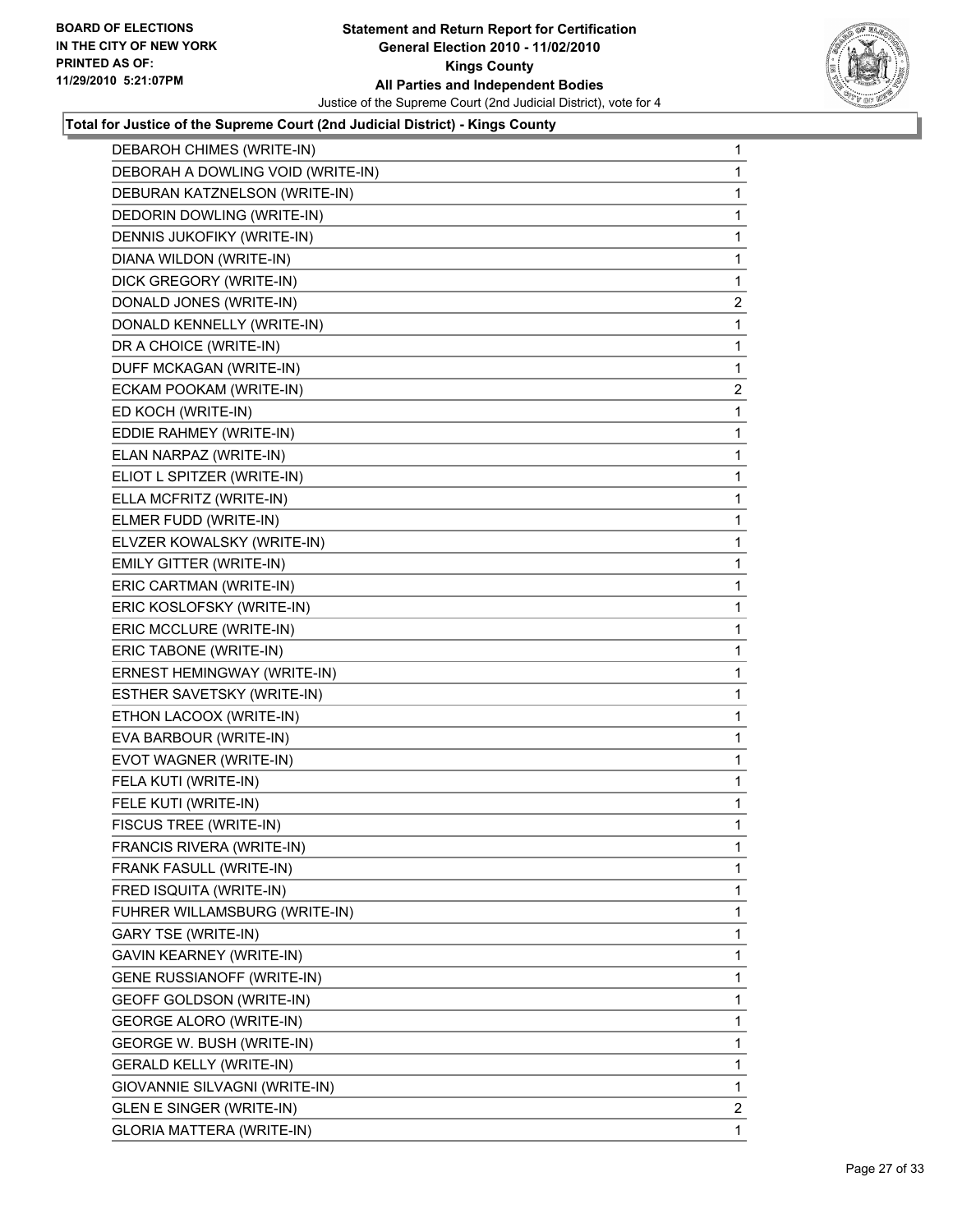**BOARD OF ELECTIONS IN THE CITY OF NEW YORK PRINTED AS OF: 11/29/2010 5:21:07PM**

**Statement and Return Report for Certification General Election 2010 - 11/02/2010 Kings County All Parties and Independent Bodies**

Justice of the Supreme Court (2nd Judicial District), vote for 4

**Total for Justice of the Supreme Court (2nd Judicial District) - Kings County**

| | |
|---|---|
| DEBAROH CHIMES (WRITE-IN) | 1 |
| DEBORAH A DOWLING VOID (WRITE-IN) | 1 |
| DEBURAN KATZNELSON (WRITE-IN) | 1 |
| DEDORIN DOWLING (WRITE-IN) | 1 |
| DENNIS JUKOFIKY (WRITE-IN) | 1 |
| DIANA WILDON (WRITE-IN) | 1 |
| DICK GREGORY (WRITE-IN) | 1 |
| DONALD JONES (WRITE-IN) | 2 |
| DONALD KENNELLY (WRITE-IN) | 1 |
| DR A CHOICE (WRITE-IN) | 1 |
| DUFF MCKAGAN (WRITE-IN) | 1 |
| ECKAM POOKAM (WRITE-IN) | 2 |
| ED KOCH (WRITE-IN) | 1 |
| EDDIE RAHMEY (WRITE-IN) | 1 |
| ELAN NARPAZ (WRITE-IN) | 1 |
| ELIOT L SPITZER (WRITE-IN) | 1 |
| ELLA MCFRITZ (WRITE-IN) | 1 |
| ELMER FUDD (WRITE-IN) | 1 |
| ELVZER KOWALSKY (WRITE-IN) | 1 |
| EMILY GITTER (WRITE-IN) | 1 |
| ERIC CARTMAN (WRITE-IN) | 1 |
| ERIC KOSLOFSKY (WRITE-IN) | 1 |
| ERIC MCCLURE (WRITE-IN) | 1 |
| ERIC TABONE (WRITE-IN) | 1 |
| ERNEST HEMINGWAY (WRITE-IN) | 1 |
| ESTHER SAVETSKY (WRITE-IN) | 1 |
| ETHON LACOOX (WRITE-IN) | 1 |
| EVA BARBOUR (WRITE-IN) | 1 |
| EVOT WAGNER (WRITE-IN) | 1 |
| FELA KUTI (WRITE-IN) | 1 |
| FELE KUTI (WRITE-IN) | 1 |
| FISCUS TREE (WRITE-IN) | 1 |
| FRANCIS RIVERA (WRITE-IN) | 1 |
| FRANK FASULL (WRITE-IN) | 1 |
| FRED ISQUITA (WRITE-IN) | 1 |
| FUHRER WILLAMSBURG (WRITE-IN) | 1 |
| GARY TSE (WRITE-IN) | 1 |
| GAVIN KEARNEY (WRITE-IN) | 1 |
| GENE RUSSIANOFF (WRITE-IN) | 1 |
| GEOFF GOLDSON (WRITE-IN) | 1 |
| GEORGE ALORO (WRITE-IN) | 1 |
| GEORGE W. BUSH (WRITE-IN) | 1 |
| GERALD KELLY (WRITE-IN) | 1 |
| GIOVANNIE SILVAGNI (WRITE-IN) | 1 |
| GLEN E SINGER (WRITE-IN) | 2 |
| GLORIA MATTERA (WRITE-IN) | 1 |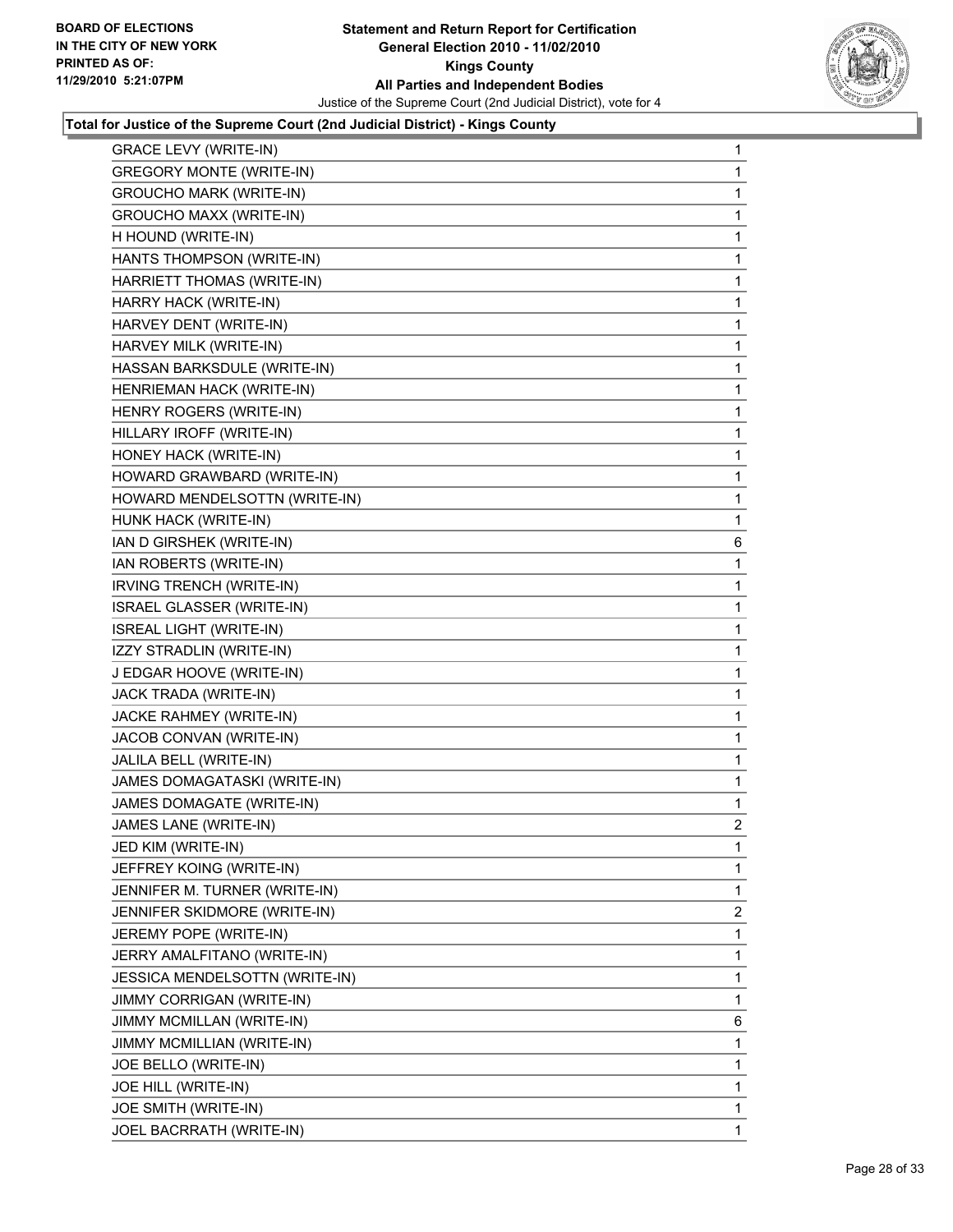**Total for Justice of the Supreme Court (2nd Judicial District) - Kings County**

| | |
|---|---|
| GRACE LEVY (WRITE-IN) | 1 |
| GREGORY MONTE (WRITE-IN) | 1 |
| GROUCHO MARK (WRITE-IN) | 1 |
| GROUCHO MAXX (WRITE-IN) | 1 |
| H HOUND (WRITE-IN) | 1 |
| HANTS THOMPSON (WRITE-IN) | 1 |
| HARRIETT THOMAS (WRITE-IN) | 1 |
| HARRY HACK (WRITE-IN) | 1 |
| HARVEY DENT (WRITE-IN) | 1 |
| HARVEY MILK (WRITE-IN) | 1 |
| HASSAN BARKSDULE (WRITE-IN) | 1 |
| HENRIEMAN HACK (WRITE-IN) | 1 |
| HENRY ROGERS (WRITE-IN) | 1 |
| HILLARY IROFF (WRITE-IN) | 1 |
| HONEY HACK (WRITE-IN) | 1 |
| HOWARD GRAWBARD (WRITE-IN) | 1 |
| HOWARD MENDELSOTTN (WRITE-IN) | 1 |
| HUNK HACK (WRITE-IN) | 1 |
| IAN D GIRSHEK (WRITE-IN) | 6 |
| IAN ROBERTS (WRITE-IN) | 1 |
| IRVING TRENCH (WRITE-IN) | 1 |
| ISRAEL GLASSER (WRITE-IN) | 1 |
| ISREAL LIGHT (WRITE-IN) | 1 |
| IZZY STRADLIN (WRITE-IN) | 1 |
| J EDGAR HOOVE (WRITE-IN) | 1 |
| JACK TRADA (WRITE-IN) | 1 |
| JACKE RAHMEY (WRITE-IN) | 1 |
| JACOB CONVAN (WRITE-IN) | 1 |
| JALILA BELL (WRITE-IN) | 1 |
| JAMES DOMAGATASKI (WRITE-IN) | 1 |
| JAMES DOMAGATE (WRITE-IN) | 1 |
| JAMES LANE (WRITE-IN) | 2 |
| JED KIM (WRITE-IN) | 1 |
| JEFFREY KOING (WRITE-IN) | 1 |
| JENNIFER M. TURNER (WRITE-IN) | 1 |
| JENNIFER SKIDMORE (WRITE-IN) | 2 |
| JEREMY POPE (WRITE-IN) | 1 |
| JERRY AMALFITANO (WRITE-IN) | 1 |
| JESSICA MENDELSOTTN (WRITE-IN) | 1 |
| JIMMY CORRIGAN (WRITE-IN) | 1 |
| JIMMY MCMILLAN (WRITE-IN) | 6 |
| JIMMY MCMILLIAN (WRITE-IN) | 1 |
| JOE BELLO (WRITE-IN) | 1 |
| JOE HILL (WRITE-IN) | 1 |
| JOE SMITH (WRITE-IN) | 1 |
| JOEL BACRRATH (WRITE-IN) | 1 |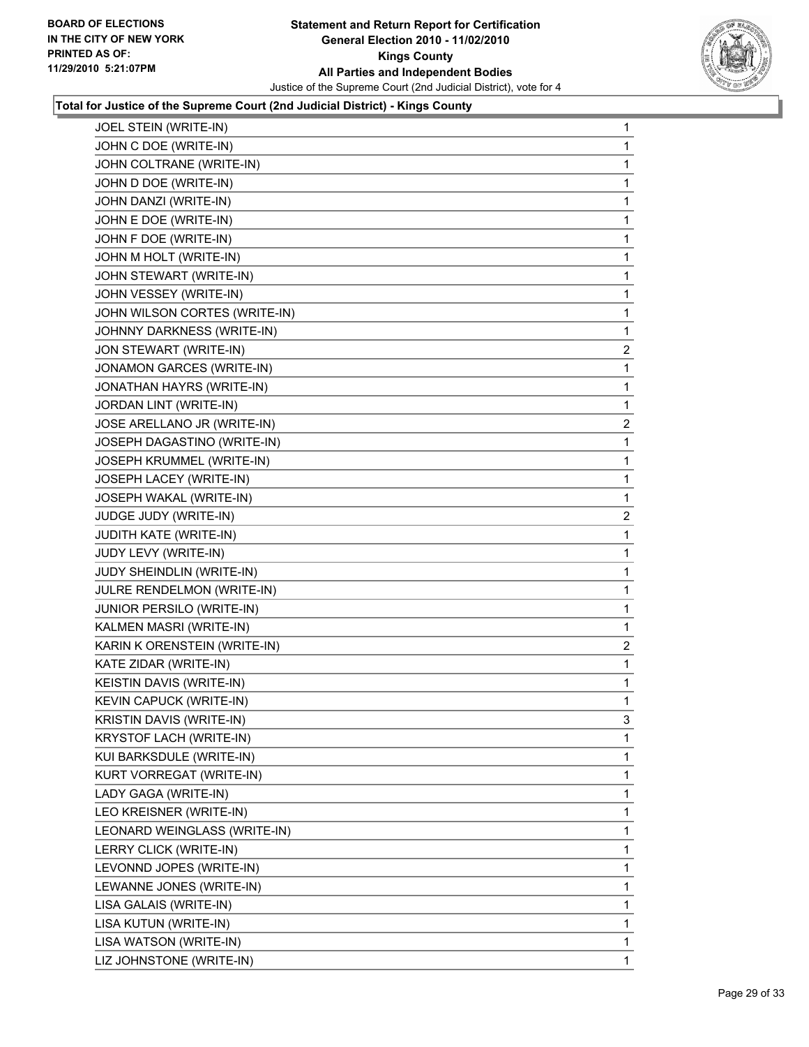**Total for Justice of the Supreme Court (2nd Judicial District) - Kings County**

| | |
|---|---|
| JOEL STEIN (WRITE-IN) | 1 |
| JOHN C DOE (WRITE-IN) | 1 |
| JOHN COLTRANE (WRITE-IN) | 1 |
| JOHN D DOE (WRITE-IN) | 1 |
| JOHN DANZI (WRITE-IN) | 1 |
| JOHN E DOE (WRITE-IN) | 1 |
| JOHN F DOE (WRITE-IN) | 1 |
| JOHN M HOLT (WRITE-IN) | 1 |
| JOHN STEWART (WRITE-IN) | 1 |
| JOHN VESSEY (WRITE-IN) | 1 |
| JOHN WILSON CORTES (WRITE-IN) | 1 |
| JOHNNY DARKNESS (WRITE-IN) | 1 |
| JON STEWART (WRITE-IN) | 2 |
| JONAMON GARCES (WRITE-IN) | 1 |
| JONATHAN HAYRS (WRITE-IN) | 1 |
| JORDAN LINT (WRITE-IN) | 1 |
| JOSE ARELLANO JR (WRITE-IN) | 2 |
| JOSEPH DAGASTINO (WRITE-IN) | 1 |
| JOSEPH KRUMMEL (WRITE-IN) | 1 |
| JOSEPH LACEY (WRITE-IN) | 1 |
| JOSEPH WAKAL (WRITE-IN) | 1 |
| JUDGE JUDY (WRITE-IN) | 2 |
| JUDITH KATE (WRITE-IN) | 1 |
| JUDY LEVY (WRITE-IN) | 1 |
| JUDY SHEINDLIN (WRITE-IN) | 1 |
| JULRE RENDELMON (WRITE-IN) | 1 |
| JUNIOR PERSILO (WRITE-IN) | 1 |
| KALMEN MASRI (WRITE-IN) | 1 |
| KARIN K ORENSTEIN (WRITE-IN) | 2 |
| KATE ZIDAR (WRITE-IN) | 1 |
| KEISTIN DAVIS (WRITE-IN) | 1 |
| KEVIN CAPUCK (WRITE-IN) | 1 |
| KRISTIN DAVIS (WRITE-IN) | 3 |
| KRYSTOF LACH (WRITE-IN) | 1 |
| KUI BARKSDULE (WRITE-IN) | 1 |
| KURT VORREGAT (WRITE-IN) | 1 |
| LADY GAGA (WRITE-IN) | 1 |
| LEO KREISNER (WRITE-IN) | 1 |
| LEONARD WEINGLASS (WRITE-IN) | 1 |
| LERRY CLICK (WRITE-IN) | 1 |
| LEVONND JOPES (WRITE-IN) | 1 |
| LEWANNE JONES (WRITE-IN) | 1 |
| LISA GALAIS (WRITE-IN) | 1 |
| LISA KUTUN (WRITE-IN) | 1 |
| LISA WATSON (WRITE-IN) | 1 |
| LIZ JOHNSTONE (WRITE-IN) | 1 |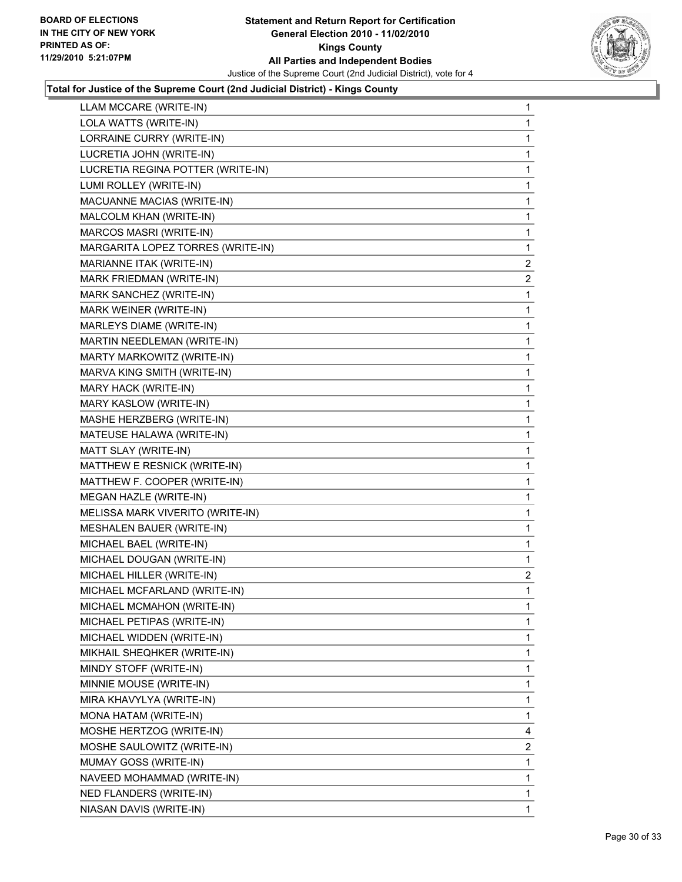**BOARD OF ELECTIONS IN THE CITY OF NEW YORK PRINTED AS OF: 11/29/2010 5:21:07PM**

**Statement and Return Report for Certification General Election 2010 - 11/02/2010 Kings County All Parties and Independent Bodies**

Justice of the Supreme Court (2nd Judicial District), vote for 4

**Total for Justice of the Supreme Court (2nd Judicial District) - Kings County**

| | |
|---|---|
| LLAM MCCARE (WRITE-IN) | 1 |
| LOLA WATTS (WRITE-IN) | 1 |
| LORRAINE CURRY (WRITE-IN) | 1 |
| LUCRETIA JOHN (WRITE-IN) | 1 |
| LUCRETIA REGINA POTTER (WRITE-IN) | 1 |
| LUMI ROLLEY (WRITE-IN) | 1 |
| MACUANNE MACIAS (WRITE-IN) | 1 |
| MALCOLM KHAN (WRITE-IN) | 1 |
| MARCOS MASRI (WRITE-IN) | 1 |
| MARGARITA LOPEZ TORRES (WRITE-IN) | 1 |
| MARIANNE ITAK (WRITE-IN) | 2 |
| MARK FRIEDMAN (WRITE-IN) | 2 |
| MARK SANCHEZ (WRITE-IN) | 1 |
| MARK WEINER (WRITE-IN) | 1 |
| MARLEYS DIAME (WRITE-IN) | 1 |
| MARTIN NEEDLEMAN (WRITE-IN) | 1 |
| MARTY MARKOWITZ (WRITE-IN) | 1 |
| MARVA KING SMITH (WRITE-IN) | 1 |
| MARY HACK (WRITE-IN) | 1 |
| MARY KASLOW (WRITE-IN) | 1 |
| MASHE HERZBERG (WRITE-IN) | 1 |
| MATEUSE HALAWA (WRITE-IN) | 1 |
| MATT SLAY (WRITE-IN) | 1 |
| MATTHEW E RESNICK (WRITE-IN) | 1 |
| MATTHEW F. COOPER (WRITE-IN) | 1 |
| MEGAN HAZLE (WRITE-IN) | 1 |
| MELISSA MARK VIVERITO (WRITE-IN) | 1 |
| MESHALEN BAUER (WRITE-IN) | 1 |
| MICHAEL BAEL (WRITE-IN) | 1 |
| MICHAEL DOUGAN (WRITE-IN) | 1 |
| MICHAEL HILLER (WRITE-IN) | 2 |
| MICHAEL MCFARLAND (WRITE-IN) | 1 |
| MICHAEL MCMAHON (WRITE-IN) | 1 |
| MICHAEL PETIPAS (WRITE-IN) | 1 |
| MICHAEL WIDDEN (WRITE-IN) | 1 |
| MIKHAIL SHEQHKER (WRITE-IN) | 1 |
| MINDY STOFF (WRITE-IN) | 1 |
| MINNIE MOUSE (WRITE-IN) | 1 |
| MIRA KHAVYLYA (WRITE-IN) | 1 |
| MONA HATAM (WRITE-IN) | 1 |
| MOSHE HERTZOG (WRITE-IN) | 4 |
| MOSHE SAULOWITZ (WRITE-IN) | 2 |
| MUMAY GOSS (WRITE-IN) | 1 |
| NAVEED MOHAMMAD (WRITE-IN) | 1 |
| NED FLANDERS (WRITE-IN) | 1 |
| NIASAN DAVIS (WRITE-IN) | 1 |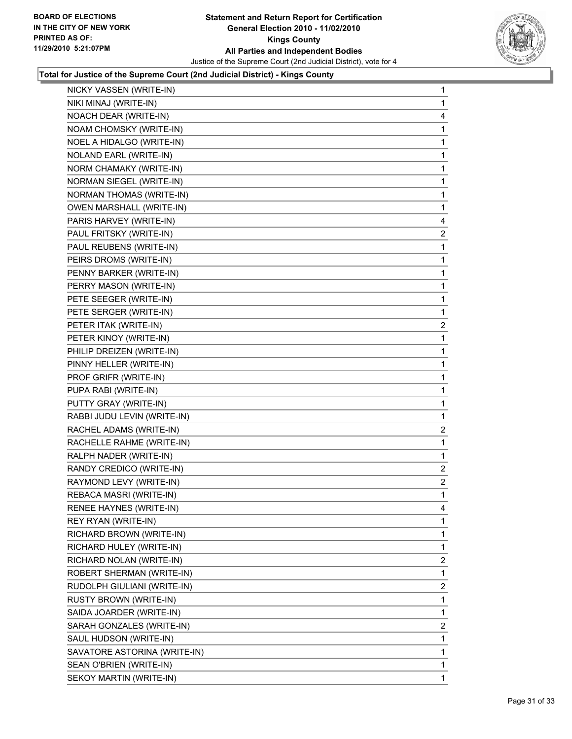**Total for Justice of the Supreme Court (2nd Judicial District) - Kings County**

| Candidate | Votes |
|---|---|
| NICKY VASSEN (WRITE-IN) | 1 |
| NIKI MINAJ (WRITE-IN) | 1 |
| NOACH DEAR (WRITE-IN) | 4 |
| NOAM CHOMSKY (WRITE-IN) | 1 |
| NOEL A HIDALGO (WRITE-IN) | 1 |
| NOLAND EARL (WRITE-IN) | 1 |
| NORM CHAMAKY (WRITE-IN) | 1 |
| NORMAN SIEGEL (WRITE-IN) | 1 |
| NORMAN THOMAS (WRITE-IN) | 1 |
| OWEN MARSHALL (WRITE-IN) | 1 |
| PARIS HARVEY (WRITE-IN) | 4 |
| PAUL FRITSKY (WRITE-IN) | 2 |
| PAUL REUBENS (WRITE-IN) | 1 |
| PEIRS DROMS (WRITE-IN) | 1 |
| PENNY BARKER (WRITE-IN) | 1 |
| PERRY MASON (WRITE-IN) | 1 |
| PETE SEEGER (WRITE-IN) | 1 |
| PETE SERGER (WRITE-IN) | 1 |
| PETER ITAK (WRITE-IN) | 2 |
| PETER KINOY (WRITE-IN) | 1 |
| PHILIP DREIZEN (WRITE-IN) | 1 |
| PINNY HELLER (WRITE-IN) | 1 |
| PROF GRIFR (WRITE-IN) | 1 |
| PUPA RABI (WRITE-IN) | 1 |
| PUTTY GRAY (WRITE-IN) | 1 |
| RABBI JUDU LEVIN (WRITE-IN) | 1 |
| RACHEL ADAMS (WRITE-IN) | 2 |
| RACHELLE RAHME (WRITE-IN) | 1 |
| RALPH NADER (WRITE-IN) | 1 |
| RANDY CREDICO (WRITE-IN) | 2 |
| RAYMOND LEVY (WRITE-IN) | 2 |
| REBACA MASRI (WRITE-IN) | 1 |
| RENEE HAYNES (WRITE-IN) | 4 |
| REY RYAN (WRITE-IN) | 1 |
| RICHARD BROWN (WRITE-IN) | 1 |
| RICHARD HULEY (WRITE-IN) | 1 |
| RICHARD NOLAN (WRITE-IN) | 2 |
| ROBERT SHERMAN (WRITE-IN) | 1 |
| RUDOLPH GIULIANI (WRITE-IN) | 2 |
| RUSTY BROWN (WRITE-IN) | 1 |
| SAIDA JOARDER (WRITE-IN) | 1 |
| SARAH GONZALES (WRITE-IN) | 2 |
| SAUL HUDSON (WRITE-IN) | 1 |
| SAVATORE ASTORINA (WRITE-IN) | 1 |
| SEAN O'BRIEN (WRITE-IN) | 1 |
| SEKOY MARTIN (WRITE-IN) | 1 |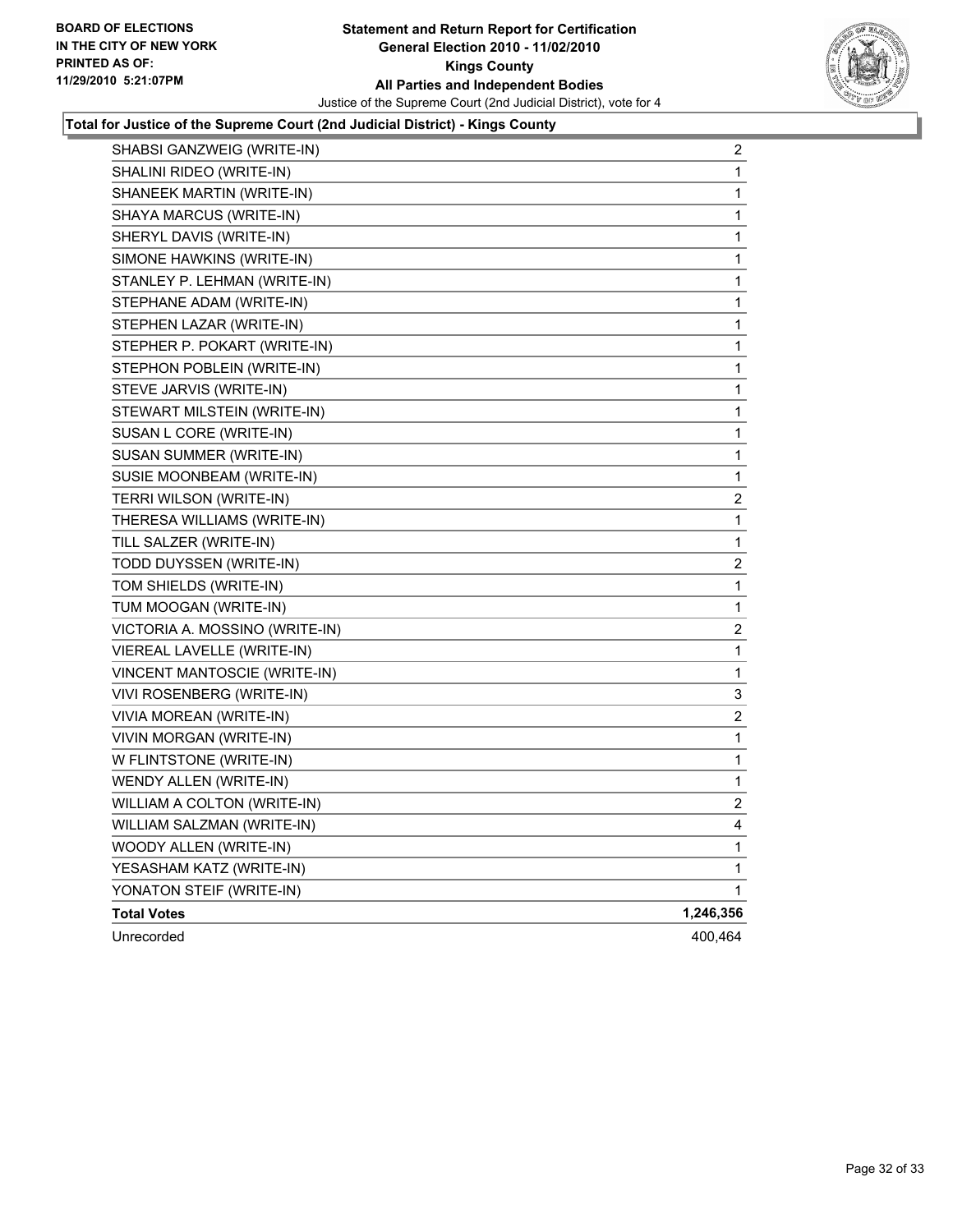BOARD OF ELECTIONS
IN THE CITY OF NEW YORK
PRINTED AS OF:
11/29/2010 5:21:07PM

**Statement and Return Report for Certification**
**General Election 2010 - 11/02/2010**
**Kings County**
**All Parties and Independent Bodies**
Justice of the Supreme Court (2nd Judicial District), vote for 4

### Total for Justice of the Supreme Court (2nd Judicial District) - Kings County

| | |
|---|---|
| SHABSI GANZWEIG (WRITE-IN) | 2 |
| SHALINI RIDEO (WRITE-IN) | 1 |
| SHANEEK MARTIN (WRITE-IN) | 1 |
| SHAYA MARCUS (WRITE-IN) | 1 |
| SHERYL DAVIS (WRITE-IN) | 1 |
| SIMONE HAWKINS (WRITE-IN) | 1 |
| STANLEY P. LEHMAN (WRITE-IN) | 1 |
| STEPHANE ADAM (WRITE-IN) | 1 |
| STEPHEN LAZAR (WRITE-IN) | 1 |
| STEPHER P. POKART (WRITE-IN) | 1 |
| STEPHON POBLEIN (WRITE-IN) | 1 |
| STEVE JARVIS (WRITE-IN) | 1 |
| STEWART MILSTEIN (WRITE-IN) | 1 |
| SUSAN L CORE (WRITE-IN) | 1 |
| SUSAN SUMMER (WRITE-IN) | 1 |
| SUSIE MOONBEAM (WRITE-IN) | 1 |
| TERRI WILSON (WRITE-IN) | 2 |
| THERESA WILLIAMS (WRITE-IN) | 1 |
| TILL SALZER (WRITE-IN) | 1 |
| TODD DUYSSEN (WRITE-IN) | 2 |
| TOM SHIELDS (WRITE-IN) | 1 |
| TUM MOOGAN (WRITE-IN) | 1 |
| VICTORIA A. MOSSINO (WRITE-IN) | 2 |
| VIEREAL LAVELLE (WRITE-IN) | 1 |
| VINCENT MANTOSCIE (WRITE-IN) | 1 |
| VIVI ROSENBERG (WRITE-IN) | 3 |
| VIVIA MOREAN (WRITE-IN) | 2 |
| VIVIN MORGAN (WRITE-IN) | 1 |
| W FLINTSTONE (WRITE-IN) | 1 |
| WENDY ALLEN (WRITE-IN) | 1 |
| WILLIAM A COLTON (WRITE-IN) | 2 |
| WILLIAM SALZMAN (WRITE-IN) | 4 |
| WOODY ALLEN (WRITE-IN) | 1 |
| YESASHAM KATZ (WRITE-IN) | 1 |
| YONATON STEIF (WRITE-IN) | 1 |
| **Total Votes** | **1,246,356** |
| Unrecorded | 400,464 |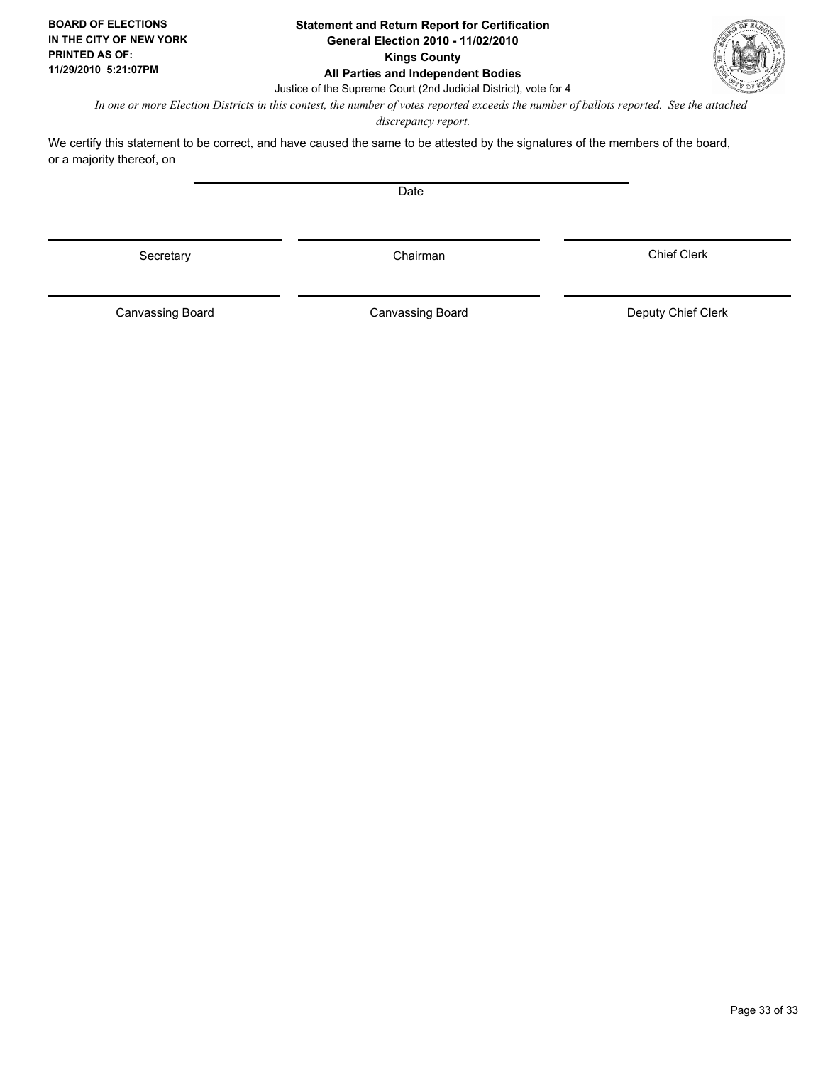**BOARD OF ELECTIONS IN THE CITY OF NEW YORK**
**PRINTED AS OF:**
**11/29/2010 5:21:07PM**

**Statement and Return Report for Certification**
**General Election 2010 - 11/02/2010**
**Kings County**
**All Parties and Independent Bodies**

Justice of the Supreme Court (2nd Judicial District), vote for 4

*In one or more Election Districts in this contest, the number of votes reported exceeds the number of ballots reported. See the attached discrepancy report.*

We certify this statement to be correct, and have caused the same to be attested by the signatures of the members of the board, or a majority thereof, on

Date

| | | |
|---|---|---|
| Secretary | Chairman | Chief Clerk |
| Canvassing Board | Canvassing Board | Deputy Chief Clerk |